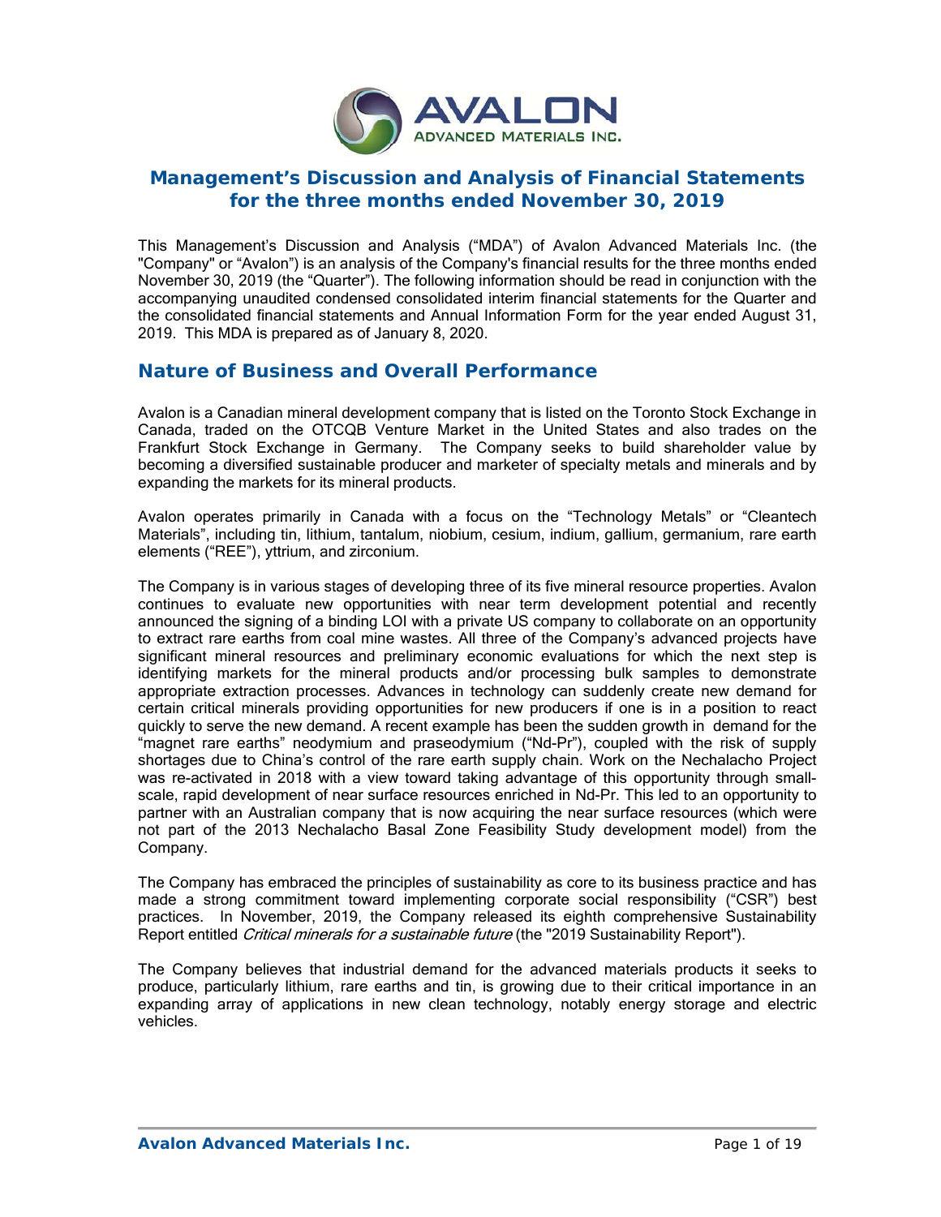# Management's Discussion and Analysis of Financial Statements for the three months ended November 30, 2019

This Management's Discussion and Analysis ("MDA") of Avalon Advanced Materials Inc. (the "Company" or "Avalon") is an analysis of the Company's financial results for the three months ended November 30, 2019 (the "Quarter"). The following information should be read in conjunction with the accompanying unaudited condensed consolidated interim financial statements for the Quarter and the consolidated financial statements and Annual Information Form for the year ended August 31, 2019. This MDA is prepared as of January 8, 2020.

## Nature of Business and Overall Performance

Avalon is a Canadian mineral development company that is listed on the Toronto Stock Exchange in Canada, traded on the OTCQB Venture Market in the United States and also trades on the Frankfurt Stock Exchange in Germany. The Company seeks to build shareholder value by becoming a diversified sustainable producer and marketer of specialty metals and minerals and by expanding the markets for its mineral products.

Avalon operates primarily in Canada with a focus on the "Technology Metals" or "Cleantech Materials", including tin, lithium, tantalum, niobium, cesium, indium, gallium, germanium, rare earth elements ("REE"), yttrium, and zirconium.

The Company is in various stages of developing three of its five mineral resource properties. Avalon continues to evaluate new opportunities with near term development potential and recently announced the signing of a binding LOI with a private US company to collaborate on an opportunity to extract rare earths from coal mine wastes. All three of the Company's advanced projects have significant mineral resources and preliminary economic evaluations for which the next step is identifying markets for the mineral products and/or processing bulk samples to demonstrate appropriate extraction processes. Advances in technology can suddenly create new demand for certain critical minerals providing opportunities for new producers if one is in a position to react quickly to serve the new demand. A recent example has been the sudden growth in demand for the "magnet rare earths" neodymium and praseodymium ("Nd-Pr"), coupled with the risk of supply shortages due to China's control of the rare earth supply chain. Work on the Nechalacho Project was re-activated in 2018 with a view toward taking advantage of this opportunity through small-scale, rapid development of near surface resources enriched in Nd-Pr. This led to an opportunity to partner with an Australian company that is now acquiring the near surface resources (which were not part of the 2013 Nechalacho Basal Zone Feasibility Study development model) from the Company.

The Company has embraced the principles of sustainability as core to its business practice and has made a strong commitment toward implementing corporate social responsibility ("CSR") best practices. In November, 2019, the Company released its eighth comprehensive Sustainability Report entitled *Critical minerals for a sustainable future* (the "2019 Sustainability Report").

The Company believes that industrial demand for the advanced materials products it seeks to produce, particularly lithium, rare earths and tin, is growing due to their critical importance in an expanding array of applications in new clean technology, notably energy storage and electric vehicles.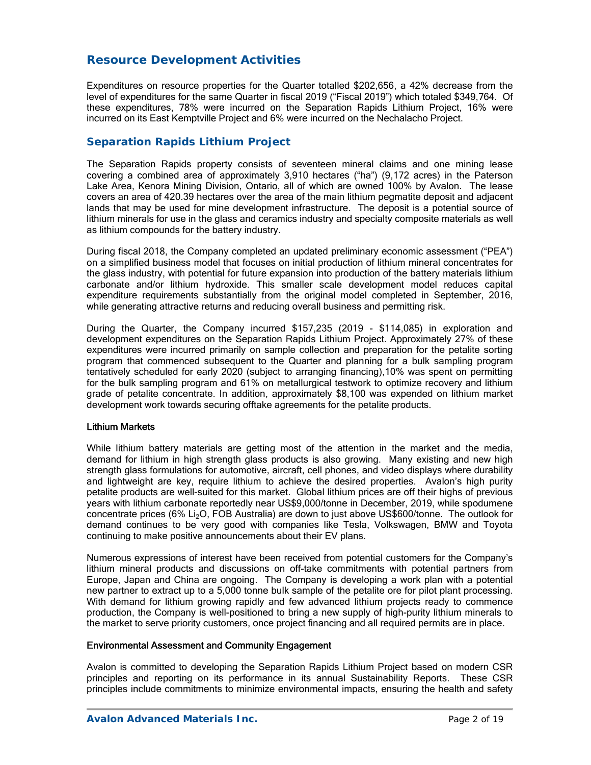## Resource Development Activities

Expenditures on resource properties for the Quarter totalled $202,656, a 42% decrease from the level of expenditures for the same Quarter in fiscal 2019 ("Fiscal 2019") which totaled $349,764. Of these expenditures, 78% were incurred on the Separation Rapids Lithium Project, 16% were incurred on its East Kemptville Project and 6% were incurred on the Nechalacho Project.

## Separation Rapids Lithium Project

The Separation Rapids property consists of seventeen mineral claims and one mining lease covering a combined area of approximately 3,910 hectares ("ha") (9,172 acres) in the Paterson Lake Area, Kenora Mining Division, Ontario, all of which are owned 100% by Avalon. The lease covers an area of 420.39 hectares over the area of the main lithium pegmatite deposit and adjacent lands that may be used for mine development infrastructure. The deposit is a potential source of lithium minerals for use in the glass and ceramics industry and specialty composite materials as well as lithium compounds for the battery industry.

During fiscal 2018, the Company completed an updated preliminary economic assessment ("PEA") on a simplified business model that focuses on initial production of lithium mineral concentrates for the glass industry, with potential for future expansion into production of the battery materials lithium carbonate and/or lithium hydroxide. This smaller scale development model reduces capital expenditure requirements substantially from the original model completed in September, 2016, while generating attractive returns and reducing overall business and permitting risk.

During the Quarter, the Company incurred $157,235 (2019 - $114,085) in exploration and development expenditures on the Separation Rapids Lithium Project. Approximately 27% of these expenditures were incurred primarily on sample collection and preparation for the petalite sorting program that commenced subsequent to the Quarter and planning for a bulk sampling program tentatively scheduled for early 2020 (subject to arranging financing),10% was spent on permitting for the bulk sampling program and 61% on metallurgical testwork to optimize recovery and lithium grade of petalite concentrate. In addition, approximately $8,100 was expended on lithium market development work towards securing offtake agreements for the petalite products.

### Lithium Markets

While lithium battery materials are getting most of the attention in the market and the media, demand for lithium in high strength glass products is also growing. Many existing and new high strength glass formulations for automotive, aircraft, cell phones, and video displays where durability and lightweight are key, require lithium to achieve the desired properties. Avalon's high purity petalite products are well-suited for this market. Global lithium prices are off their highs of previous years with lithium carbonate reportedly near US$9,000/tonne in December, 2019, while spodumene concentrate prices (6% $Li_2O$, FOB Australia) are down to just above US$600/tonne. The outlook for demand continues to be very good with companies like Tesla, Volkswagen, BMW and Toyota continuing to make positive announcements about their EV plans.

Numerous expressions of interest have been received from potential customers for the Company's lithium mineral products and discussions on off-take commitments with potential partners from Europe, Japan and China are ongoing. The Company is developing a work plan with a potential new partner to extract up to a 5,000 tonne bulk sample of the petalite ore for pilot plant processing. With demand for lithium growing rapidly and few advanced lithium projects ready to commence production, the Company is well-positioned to bring a new supply of high-purity lithium minerals to the market to serve priority customers, once project financing and all required permits are in place.

### Environmental Assessment and Community Engagement

Avalon is committed to developing the Separation Rapids Lithium Project based on modern CSR principles and reporting on its performance in its annual Sustainability Reports. These CSR principles include commitments to minimize environmental impacts, ensuring the health and safety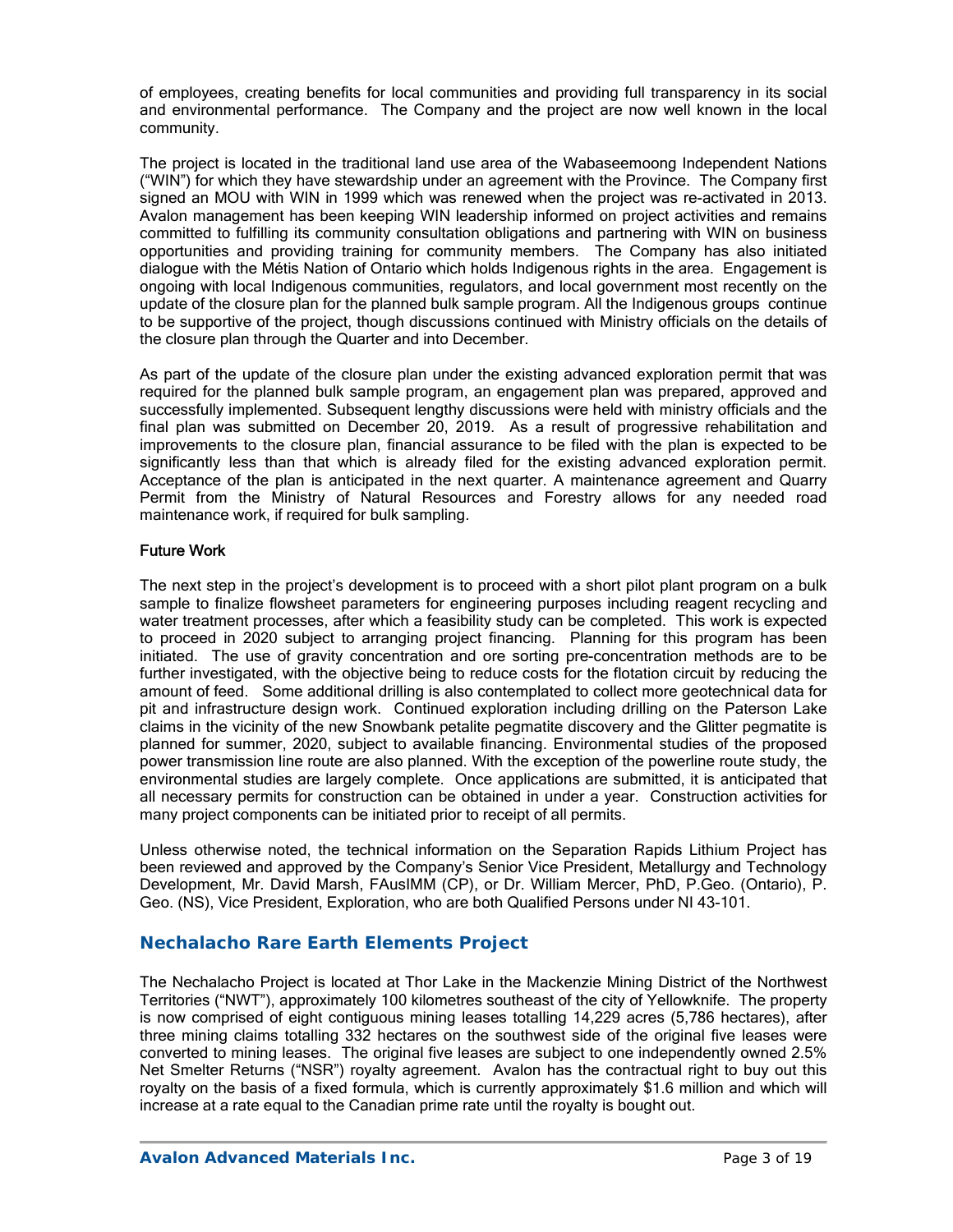of employees, creating benefits for local communities and providing full transparency in its social and environmental performance. The Company and the project are now well known in the local community.

The project is located in the traditional land use area of the Wabaseemoong Independent Nations ("WIN") for which they have stewardship under an agreement with the Province. The Company first signed an MOU with WIN in 1999 which was renewed when the project was re-activated in 2013. Avalon management has been keeping WIN leadership informed on project activities and remains committed to fulfilling its community consultation obligations and partnering with WIN on business opportunities and providing training for community members. The Company has also initiated dialogue with the Métis Nation of Ontario which holds Indigenous rights in the area. Engagement is ongoing with local Indigenous communities, regulators, and local government most recently on the update of the closure plan for the planned bulk sample program. All the Indigenous groups continue to be supportive of the project, though discussions continued with Ministry officials on the details of the closure plan through the Quarter and into December.

As part of the update of the closure plan under the existing advanced exploration permit that was required for the planned bulk sample program, an engagement plan was prepared, approved and successfully implemented. Subsequent lengthy discussions were held with ministry officials and the final plan was submitted on December 20, 2019. As a result of progressive rehabilitation and improvements to the closure plan, financial assurance to be filed with the plan is expected to be significantly less than that which is already filed for the existing advanced exploration permit. Acceptance of the plan is anticipated in the next quarter. A maintenance agreement and Quarry Permit from the Ministry of Natural Resources and Forestry allows for any needed road maintenance work, if required for bulk sampling.

### Future Work

The next step in the project's development is to proceed with a short pilot plant program on a bulk sample to finalize flowsheet parameters for engineering purposes including reagent recycling and water treatment processes, after which a feasibility study can be completed. This work is expected to proceed in 2020 subject to arranging project financing. Planning for this program has been initiated. The use of gravity concentration and ore sorting pre-concentration methods are to be further investigated, with the objective being to reduce costs for the flotation circuit by reducing the amount of feed. Some additional drilling is also contemplated to collect more geotechnical data for pit and infrastructure design work. Continued exploration including drilling on the Paterson Lake claims in the vicinity of the new Snowbank petalite pegmatite discovery and the Glitter pegmatite is planned for summer, 2020, subject to available financing. Environmental studies of the proposed power transmission line route are also planned. With the exception of the powerline route study, the environmental studies are largely complete. Once applications are submitted, it is anticipated that all necessary permits for construction can be obtained in under a year. Construction activities for many project components can be initiated prior to receipt of all permits.

Unless otherwise noted, the technical information on the Separation Rapids Lithium Project has been reviewed and approved by the Company's Senior Vice President, Metallurgy and Technology Development, Mr. David Marsh, FAusIMM (CP), or Dr. William Mercer, PhD, P.Geo. (Ontario), P. Geo. (NS), Vice President, Exploration, who are both Qualified Persons under NI 43-101.

## Nechalacho Rare Earth Elements Project

The Nechalacho Project is located at Thor Lake in the Mackenzie Mining District of the Northwest Territories ("NWT"), approximately 100 kilometres southeast of the city of Yellowknife. The property is now comprised of eight contiguous mining leases totalling 14,229 acres (5,786 hectares), after three mining claims totalling 332 hectares on the southwest side of the original five leases were converted to mining leases. The original five leases are subject to one independently owned 2.5% Net Smelter Returns ("NSR") royalty agreement. Avalon has the contractual right to buy out this royalty on the basis of a fixed formula, which is currently approximately $1.6 million and which will increase at a rate equal to the Canadian prime rate until the royalty is bought out.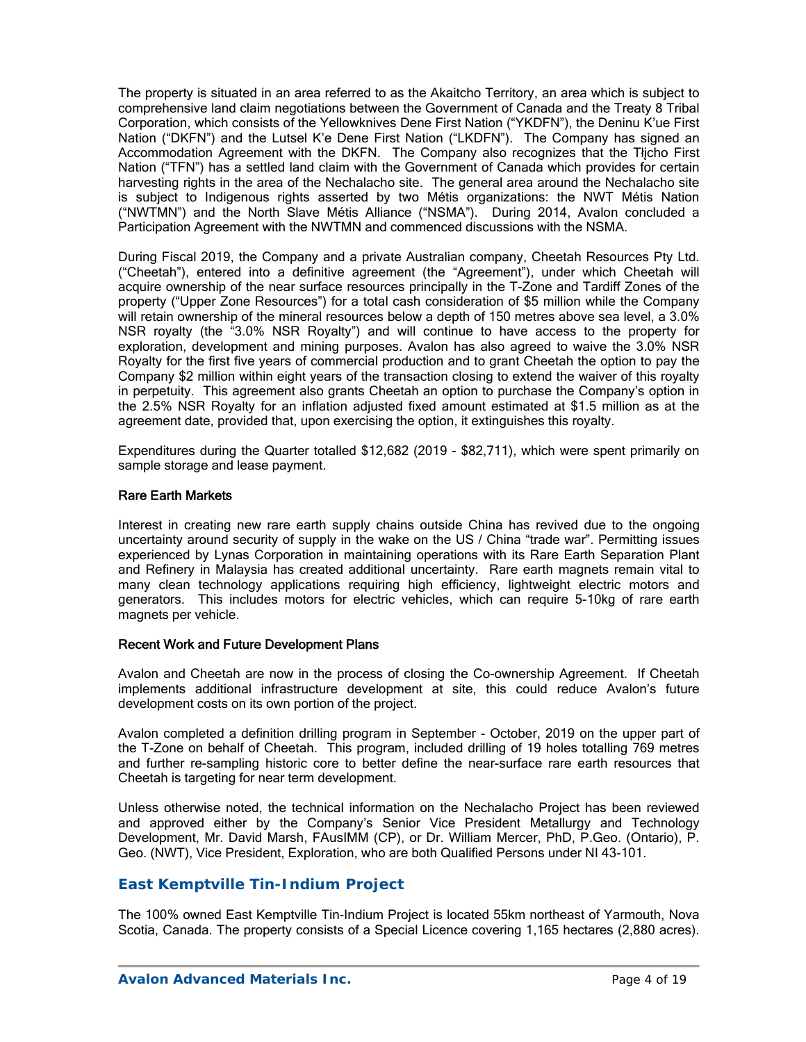The property is situated in an area referred to as the Akaitcho Territory, an area which is subject to comprehensive land claim negotiations between the Government of Canada and the Treaty 8 Tribal Corporation, which consists of the Yellowknives Dene First Nation ("YKDFN"), the Deninu K'ue First Nation ("DKFN") and the Lutsel K'e Dene First Nation ("LKDFN"). The Company has signed an Accommodation Agreement with the DKFN. The Company also recognizes that the Tłįcho First Nation ("TFN") has a settled land claim with the Government of Canada which provides for certain harvesting rights in the area of the Nechalacho site. The general area around the Nechalacho site is subject to Indigenous rights asserted by two Métis organizations: the NWT Métis Nation ("NWTMN") and the North Slave Métis Alliance ("NSMA"). During 2014, Avalon concluded a Participation Agreement with the NWTMN and commenced discussions with the NSMA.

During Fiscal 2019, the Company and a private Australian company, Cheetah Resources Pty Ltd. ("Cheetah"), entered into a definitive agreement (the "Agreement"), under which Cheetah will acquire ownership of the near surface resources principally in the T-Zone and Tardiff Zones of the property ("Upper Zone Resources") for a total cash consideration of $5 million while the Company will retain ownership of the mineral resources below a depth of 150 metres above sea level, a 3.0% NSR royalty (the "3.0% NSR Royalty") and will continue to have access to the property for exploration, development and mining purposes. Avalon has also agreed to waive the 3.0% NSR Royalty for the first five years of commercial production and to grant Cheetah the option to pay the Company $2 million within eight years of the transaction closing to extend the waiver of this royalty in perpetuity. This agreement also grants Cheetah an option to purchase the Company's option in the 2.5% NSR Royalty for an inflation adjusted fixed amount estimated at $1.5 million as at the agreement date, provided that, upon exercising the option, it extinguishes this royalty.

Expenditures during the Quarter totalled $12,682 (2019 - $82,711), which were spent primarily on sample storage and lease payment.

### Rare Earth Markets

Interest in creating new rare earth supply chains outside China has revived due to the ongoing uncertainty around security of supply in the wake on the US / China "trade war". Permitting issues experienced by Lynas Corporation in maintaining operations with its Rare Earth Separation Plant and Refinery in Malaysia has created additional uncertainty. Rare earth magnets remain vital to many clean technology applications requiring high efficiency, lightweight electric motors and generators. This includes motors for electric vehicles, which can require 5-10kg of rare earth magnets per vehicle.

### Recent Work and Future Development Plans

Avalon and Cheetah are now in the process of closing the Co-ownership Agreement. If Cheetah implements additional infrastructure development at site, this could reduce Avalon's future development costs on its own portion of the project.

Avalon completed a definition drilling program in September - October, 2019 on the upper part of the T-Zone on behalf of Cheetah. This program, included drilling of 19 holes totalling 769 metres and further re-sampling historic core to better define the near-surface rare earth resources that Cheetah is targeting for near term development.

Unless otherwise noted, the technical information on the Nechalacho Project has been reviewed and approved either by the Company's Senior Vice President Metallurgy and Technology Development, Mr. David Marsh, FAusIMM (CP), or Dr. William Mercer, PhD, P.Geo. (Ontario), P. Geo. (NWT), Vice President, Exploration, who are both Qualified Persons under NI 43-101.

## East Kemptville Tin-Indium Project

The 100% owned East Kemptville Tin-Indium Project is located 55km northeast of Yarmouth, Nova Scotia, Canada. The property consists of a Special Licence covering 1,165 hectares (2,880 acres).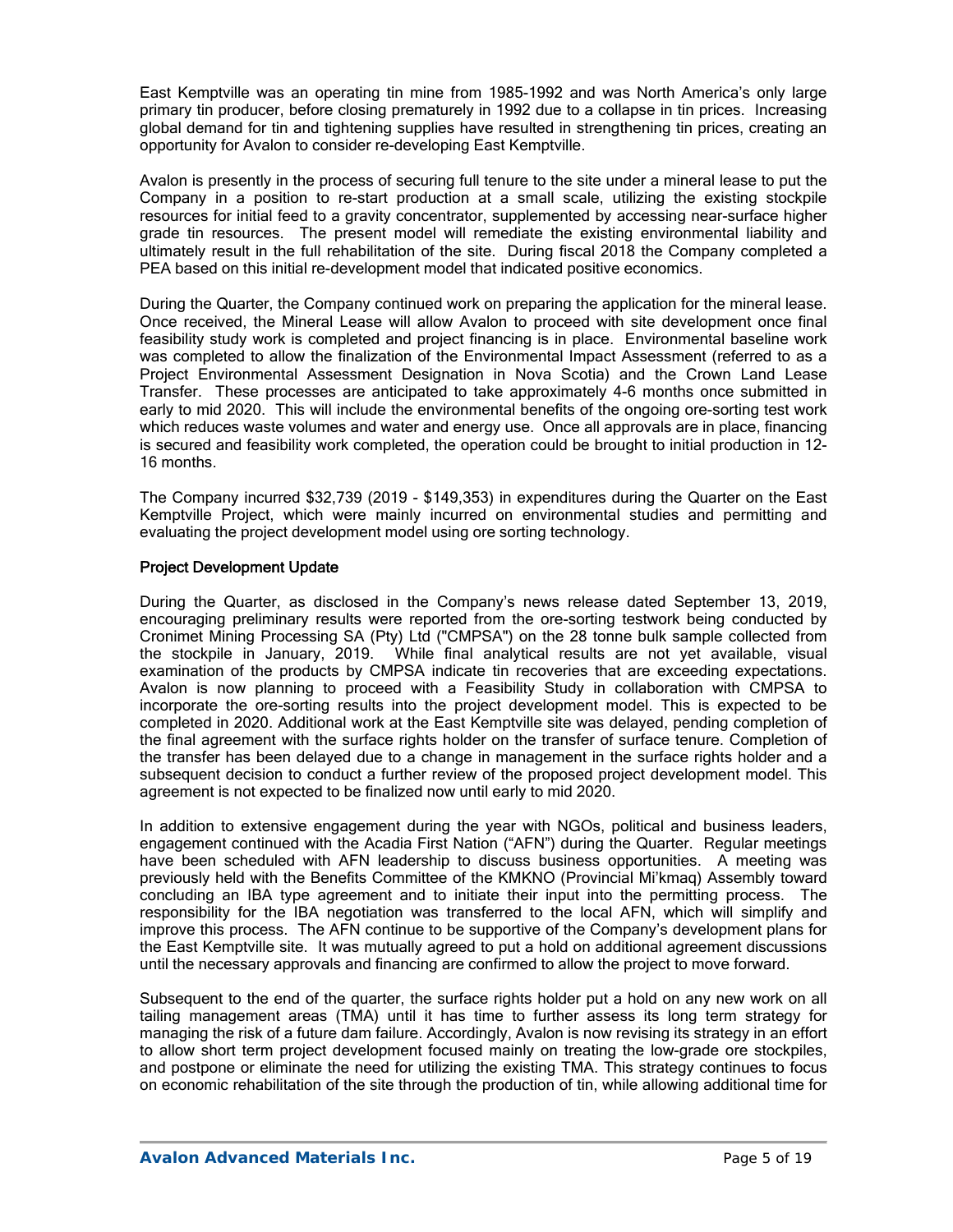East Kemptville was an operating tin mine from 1985-1992 and was North America's only large primary tin producer, before closing prematurely in 1992 due to a collapse in tin prices. Increasing global demand for tin and tightening supplies have resulted in strengthening tin prices, creating an opportunity for Avalon to consider re-developing East Kemptville.

Avalon is presently in the process of securing full tenure to the site under a mineral lease to put the Company in a position to re-start production at a small scale, utilizing the existing stockpile resources for initial feed to a gravity concentrator, supplemented by accessing near-surface higher grade tin resources. The present model will remediate the existing environmental liability and ultimately result in the full rehabilitation of the site. During fiscal 2018 the Company completed a PEA based on this initial re-development model that indicated positive economics.

During the Quarter, the Company continued work on preparing the application for the mineral lease. Once received, the Mineral Lease will allow Avalon to proceed with site development once final feasibility study work is completed and project financing is in place. Environmental baseline work was completed to allow the finalization of the Environmental Impact Assessment (referred to as a Project Environmental Assessment Designation in Nova Scotia) and the Crown Land Lease Transfer. These processes are anticipated to take approximately 4-6 months once submitted in early to mid 2020. This will include the environmental benefits of the ongoing ore-sorting test work which reduces waste volumes and water and energy use. Once all approvals are in place, financing is secured and feasibility work completed, the operation could be brought to initial production in 12-16 months.

The Company incurred $32,739 (2019 - $149,353) in expenditures during the Quarter on the East Kemptville Project, which were mainly incurred on environmental studies and permitting and evaluating the project development model using ore sorting technology.

## Project Development Update

During the Quarter, as disclosed in the Company's news release dated September 13, 2019, encouraging preliminary results were reported from the ore-sorting testwork being conducted by Cronimet Mining Processing SA (Pty) Ltd ("CMPSA") on the 28 tonne bulk sample collected from the stockpile in January, 2019. While final analytical results are not yet available, visual examination of the products by CMPSA indicate tin recoveries that are exceeding expectations. Avalon is now planning to proceed with a Feasibility Study in collaboration with CMPSA to incorporate the ore-sorting results into the project development model. This is expected to be completed in 2020. Additional work at the East Kemptville site was delayed, pending completion of the final agreement with the surface rights holder on the transfer of surface tenure. Completion of the transfer has been delayed due to a change in management in the surface rights holder and a subsequent decision to conduct a further review of the proposed project development model. This agreement is not expected to be finalized now until early to mid 2020.

In addition to extensive engagement during the year with NGOs, political and business leaders, engagement continued with the Acadia First Nation ("AFN") during the Quarter. Regular meetings have been scheduled with AFN leadership to discuss business opportunities. A meeting was previously held with the Benefits Committee of the KMKNO (Provincial Mi'kmaq) Assembly toward concluding an IBA type agreement and to initiate their input into the permitting process. The responsibility for the IBA negotiation was transferred to the local AFN, which will simplify and improve this process. The AFN continue to be supportive of the Company's development plans for the East Kemptville site. It was mutually agreed to put a hold on additional agreement discussions until the necessary approvals and financing are confirmed to allow the project to move forward.

Subsequent to the end of the quarter, the surface rights holder put a hold on any new work on all tailing management areas (TMA) until it has time to further assess its long term strategy for managing the risk of a future dam failure. Accordingly, Avalon is now revising its strategy in an effort to allow short term project development focused mainly on treating the low-grade ore stockpiles, and postpone or eliminate the need for utilizing the existing TMA. This strategy continues to focus on economic rehabilitation of the site through the production of tin, while allowing additional time for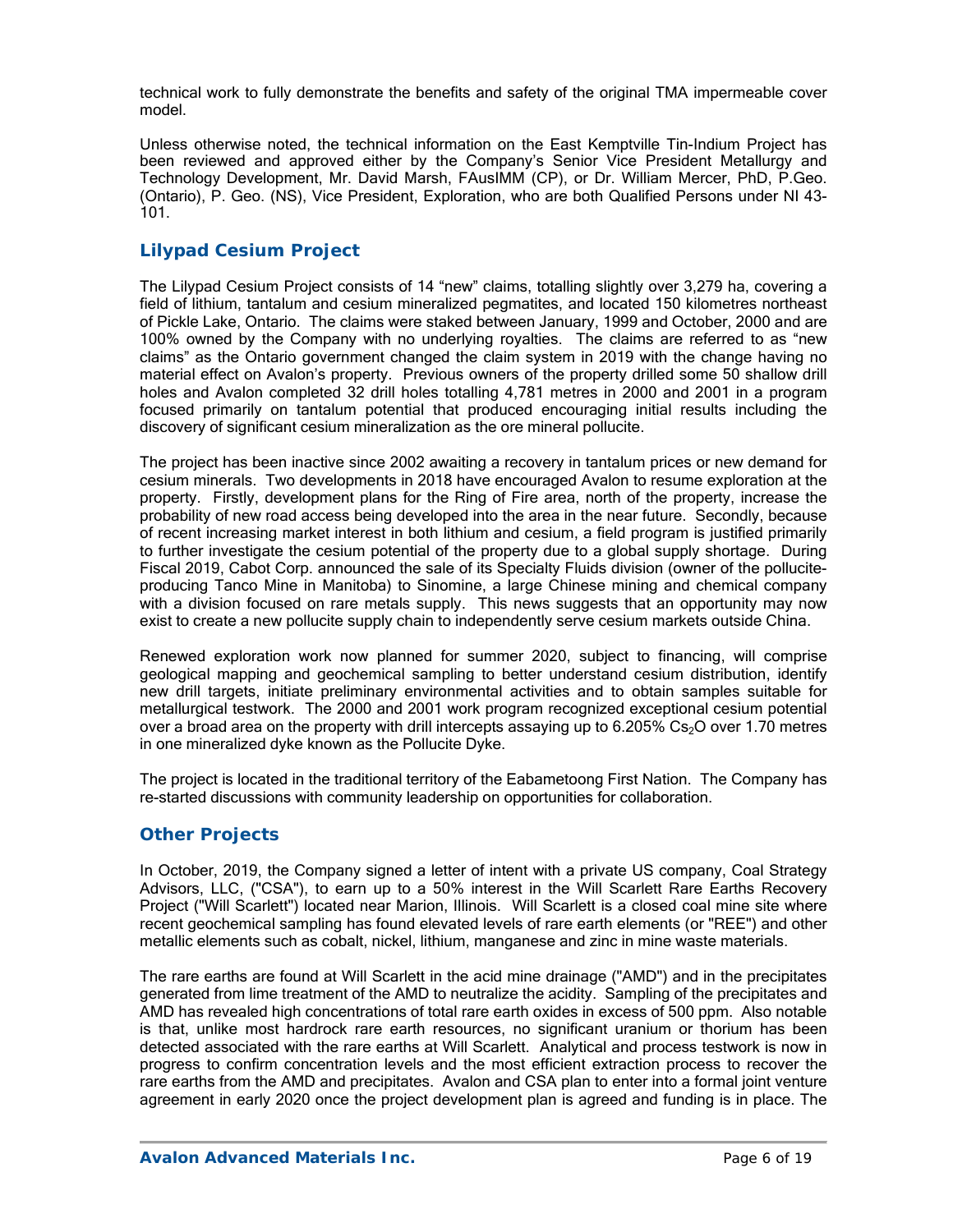technical work to fully demonstrate the benefits and safety of the original TMA impermeable cover model.

Unless otherwise noted, the technical information on the East Kemptville Tin-Indium Project has been reviewed and approved either by the Company's Senior Vice President Metallurgy and Technology Development, Mr. David Marsh, FAusIMM (CP), or Dr. William Mercer, PhD, P.Geo. (Ontario), P. Geo. (NS), Vice President, Exploration, who are both Qualified Persons under NI 43-101.

## Lilypad Cesium Project

The Lilypad Cesium Project consists of 14 "new" claims, totalling slightly over 3,279 ha, covering a field of lithium, tantalum and cesium mineralized pegmatites, and located 150 kilometres northeast of Pickle Lake, Ontario. The claims were staked between January, 1999 and October, 2000 and are 100% owned by the Company with no underlying royalties. The claims are referred to as "new claims" as the Ontario government changed the claim system in 2019 with the change having no material effect on Avalon's property. Previous owners of the property drilled some 50 shallow drill holes and Avalon completed 32 drill holes totalling 4,781 metres in 2000 and 2001 in a program focused primarily on tantalum potential that produced encouraging initial results including the discovery of significant cesium mineralization as the ore mineral pollucite.

The project has been inactive since 2002 awaiting a recovery in tantalum prices or new demand for cesium minerals. Two developments in 2018 have encouraged Avalon to resume exploration at the property. Firstly, development plans for the Ring of Fire area, north of the property, increase the probability of new road access being developed into the area in the near future. Secondly, because of recent increasing market interest in both lithium and cesium, a field program is justified primarily to further investigate the cesium potential of the property due to a global supply shortage. During Fiscal 2019, Cabot Corp. announced the sale of its Specialty Fluids division (owner of the pollucite-producing Tanco Mine in Manitoba) to Sinomine, a large Chinese mining and chemical company with a division focused on rare metals supply. This news suggests that an opportunity may now exist to create a new pollucite supply chain to independently serve cesium markets outside China.

Renewed exploration work now planned for summer 2020, subject to financing, will comprise geological mapping and geochemical sampling to better understand cesium distribution, identify new drill targets, initiate preliminary environmental activities and to obtain samples suitable for metallurgical testwork. The 2000 and 2001 work program recognized exceptional cesium potential over a broad area on the property with drill intercepts assaying up to 6.205% $Cs_2O$ over 1.70 metres in one mineralized dyke known as the Pollucite Dyke.

The project is located in the traditional territory of the Eabametoong First Nation. The Company has re-started discussions with community leadership on opportunities for collaboration.

## Other Projects

In October, 2019, the Company signed a letter of intent with a private US company, Coal Strategy Advisors, LLC, ("CSA"), to earn up to a 50% interest in the Will Scarlett Rare Earths Recovery Project ("Will Scarlett") located near Marion, Illinois. Will Scarlett is a closed coal mine site where recent geochemical sampling has found elevated levels of rare earth elements (or "REE") and other metallic elements such as cobalt, nickel, lithium, manganese and zinc in mine waste materials.

The rare earths are found at Will Scarlett in the acid mine drainage ("AMD") and in the precipitates generated from lime treatment of the AMD to neutralize the acidity. Sampling of the precipitates and AMD has revealed high concentrations of total rare earth oxides in excess of 500 ppm. Also notable is that, unlike most hardrock rare earth resources, no significant uranium or thorium has been detected associated with the rare earths at Will Scarlett. Analytical and process testwork is now in progress to confirm concentration levels and the most efficient extraction process to recover the rare earths from the AMD and precipitates. Avalon and CSA plan to enter into a formal joint venture agreement in early 2020 once the project development plan is agreed and funding is in place. The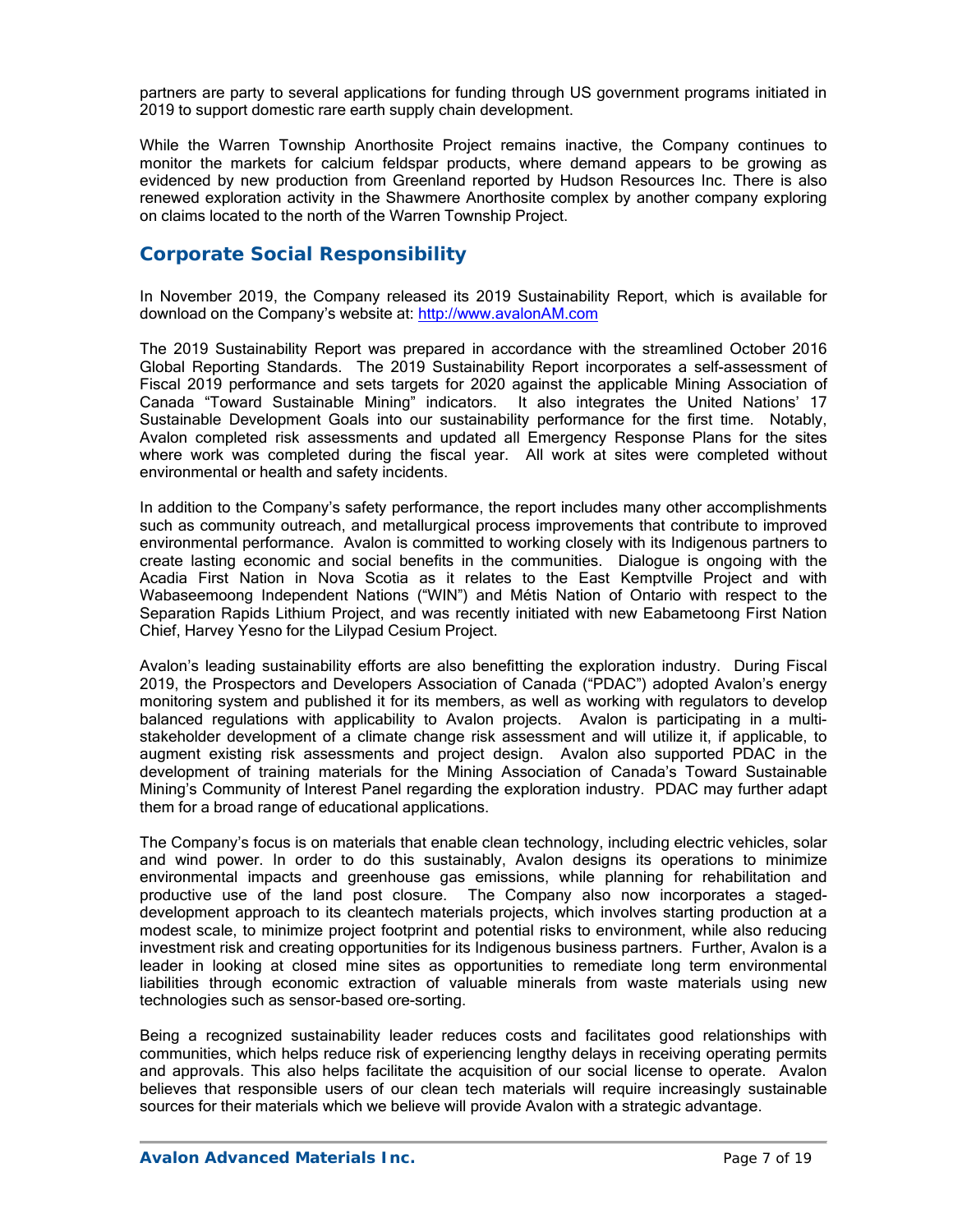partners are party to several applications for funding through US government programs initiated in 2019 to support domestic rare earth supply chain development.

While the Warren Township Anorthosite Project remains inactive, the Company continues to monitor the markets for calcium feldspar products, where demand appears to be growing as evidenced by new production from Greenland reported by Hudson Resources Inc. There is also renewed exploration activity in the Shawmere Anorthosite complex by another company exploring on claims located to the north of the Warren Township Project.

## Corporate Social Responsibility

In November 2019, the Company released its 2019 Sustainability Report, which is available for download on the Company's website at: http://www.avalonAM.com

The 2019 Sustainability Report was prepared in accordance with the streamlined October 2016 Global Reporting Standards. The 2019 Sustainability Report incorporates a self-assessment of Fiscal 2019 performance and sets targets for 2020 against the applicable Mining Association of Canada "Toward Sustainable Mining" indicators. It also integrates the United Nations' 17 Sustainable Development Goals into our sustainability performance for the first time. Notably, Avalon completed risk assessments and updated all Emergency Response Plans for the sites where work was completed during the fiscal year. All work at sites were completed without environmental or health and safety incidents.

In addition to the Company's safety performance, the report includes many other accomplishments such as community outreach, and metallurgical process improvements that contribute to improved environmental performance. Avalon is committed to working closely with its Indigenous partners to create lasting economic and social benefits in the communities. Dialogue is ongoing with the Acadia First Nation in Nova Scotia as it relates to the East Kemptville Project and with Wabaseemoong Independent Nations ("WIN") and Métis Nation of Ontario with respect to the Separation Rapids Lithium Project, and was recently initiated with new Eabametoong First Nation Chief, Harvey Yesno for the Lilypad Cesium Project.

Avalon's leading sustainability efforts are also benefitting the exploration industry. During Fiscal 2019, the Prospectors and Developers Association of Canada ("PDAC") adopted Avalon's energy monitoring system and published it for its members, as well as working with regulators to develop balanced regulations with applicability to Avalon projects. Avalon is participating in a multi-stakeholder development of a climate change risk assessment and will utilize it, if applicable, to augment existing risk assessments and project design. Avalon also supported PDAC in the development of training materials for the Mining Association of Canada's Toward Sustainable Mining's Community of Interest Panel regarding the exploration industry. PDAC may further adapt them for a broad range of educational applications.

The Company's focus is on materials that enable clean technology, including electric vehicles, solar and wind power. In order to do this sustainably, Avalon designs its operations to minimize environmental impacts and greenhouse gas emissions, while planning for rehabilitation and productive use of the land post closure. The Company also now incorporates a staged-development approach to its cleantech materials projects, which involves starting production at a modest scale, to minimize project footprint and potential risks to environment, while also reducing investment risk and creating opportunities for its Indigenous business partners. Further, Avalon is a leader in looking at closed mine sites as opportunities to remediate long term environmental liabilities through economic extraction of valuable minerals from waste materials using new technologies such as sensor-based ore-sorting.

Being a recognized sustainability leader reduces costs and facilitates good relationships with communities, which helps reduce risk of experiencing lengthy delays in receiving operating permits and approvals. This also helps facilitate the acquisition of our social license to operate. Avalon believes that responsible users of our clean tech materials will require increasingly sustainable sources for their materials which we believe will provide Avalon with a strategic advantage.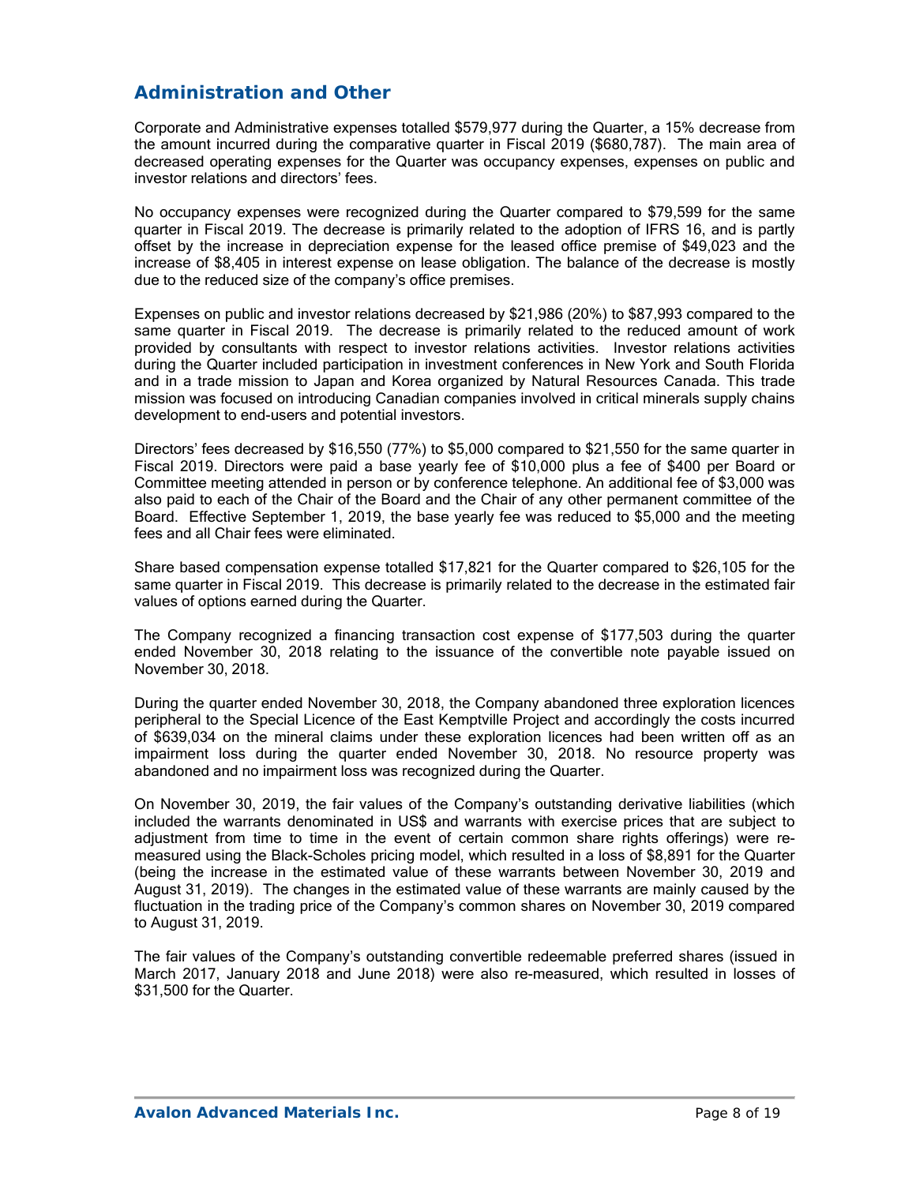## Administration and Other

Corporate and Administrative expenses totalled $579,977 during the Quarter, a 15% decrease from the amount incurred during the comparative quarter in Fiscal 2019 ($680,787). The main area of decreased operating expenses for the Quarter was occupancy expenses, expenses on public and investor relations and directors' fees.

No occupancy expenses were recognized during the Quarter compared to $79,599 for the same quarter in Fiscal 2019. The decrease is primarily related to the adoption of IFRS 16, and is partly offset by the increase in depreciation expense for the leased office premise of $49,023 and the increase of $8,405 in interest expense on lease obligation. The balance of the decrease is mostly due to the reduced size of the company's office premises.

Expenses on public and investor relations decreased by $21,986 (20%) to $87,993 compared to the same quarter in Fiscal 2019. The decrease is primarily related to the reduced amount of work provided by consultants with respect to investor relations activities. Investor relations activities during the Quarter included participation in investment conferences in New York and South Florida and in a trade mission to Japan and Korea organized by Natural Resources Canada. This trade mission was focused on introducing Canadian companies involved in critical minerals supply chains development to end-users and potential investors.

Directors' fees decreased by $16,550 (77%) to $5,000 compared to $21,550 for the same quarter in Fiscal 2019. Directors were paid a base yearly fee of $10,000 plus a fee of $400 per Board or Committee meeting attended in person or by conference telephone. An additional fee of $3,000 was also paid to each of the Chair of the Board and the Chair of any other permanent committee of the Board. Effective September 1, 2019, the base yearly fee was reduced to $5,000 and the meeting fees and all Chair fees were eliminated.

Share based compensation expense totalled $17,821 for the Quarter compared to $26,105 for the same quarter in Fiscal 2019. This decrease is primarily related to the decrease in the estimated fair values of options earned during the Quarter.

The Company recognized a financing transaction cost expense of $177,503 during the quarter ended November 30, 2018 relating to the issuance of the convertible note payable issued on November 30, 2018.

During the quarter ended November 30, 2018, the Company abandoned three exploration licences peripheral to the Special Licence of the East Kemptville Project and accordingly the costs incurred of $639,034 on the mineral claims under these exploration licences had been written off as an impairment loss during the quarter ended November 30, 2018. No resource property was abandoned and no impairment loss was recognized during the Quarter.

On November 30, 2019, the fair values of the Company's outstanding derivative liabilities (which included the warrants denominated in US$ and warrants with exercise prices that are subject to adjustment from time to time in the event of certain common share rights offerings) were re-measured using the Black-Scholes pricing model, which resulted in a loss of $8,891 for the Quarter (being the increase in the estimated value of these warrants between November 30, 2019 and August 31, 2019). The changes in the estimated value of these warrants are mainly caused by the fluctuation in the trading price of the Company's common shares on November 30, 2019 compared to August 31, 2019.

The fair values of the Company's outstanding convertible redeemable preferred shares (issued in March 2017, January 2018 and June 2018) were also re-measured, which resulted in losses of $31,500 for the Quarter.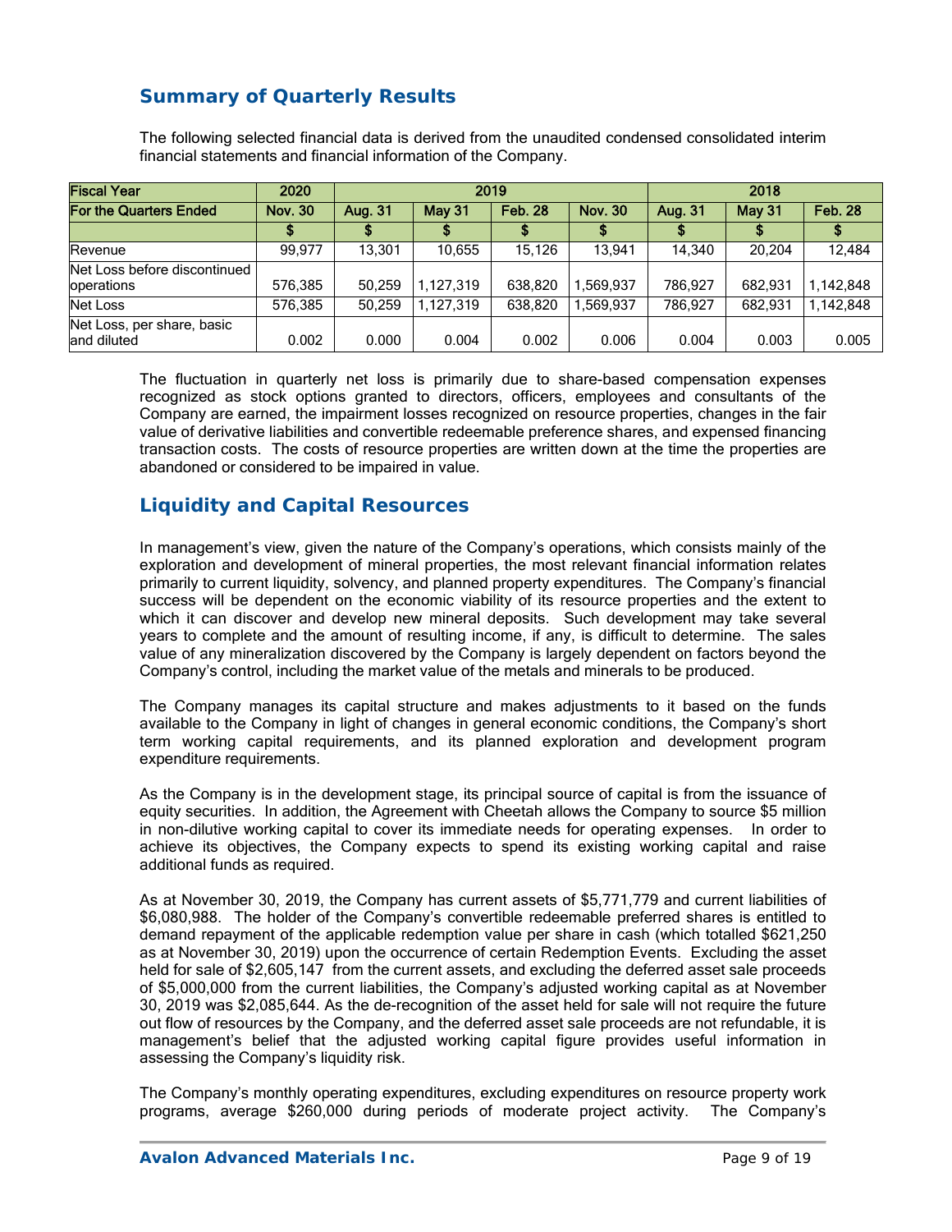## Summary of Quarterly Results

The following selected financial data is derived from the unaudited condensed consolidated interim financial statements and financial information of the Company.

| Fiscal Year | 2020 | 2019 | | | | 2018 | | |
|---|---|---|---|---|---|---|---|---|
| For the Quarters Ended | Nov. 30 | Aug. 31 | May 31 | Feb. 28 | Nov. 30 | Aug. 31 | May 31 | Feb. 28 |
| | $ | $ | $ | $ | $ | $ | $ | $ |
| Revenue | 99,977 | 13,301 | 10,655 | 15,126 | 13,941 | 14,340 | 20,204 | 12,484 |
| Net Loss before discontinued operations | 576,385 | 50,259 | 1,127,319 | 638,820 | 1,569,937 | 786,927 | 682,931 | 1,142,848 |
| Net Loss | 576,385 | 50,259 | 1,127,319 | 638,820 | 1,569,937 | 786,927 | 682,931 | 1,142,848 |
| Net Loss, per share, basic and diluted | 0.002 | 0.000 | 0.004 | 0.002 | 0.006 | 0.004 | 0.003 | 0.005 |

The fluctuation in quarterly net loss is primarily due to share-based compensation expenses recognized as stock options granted to directors, officers, employees and consultants of the Company are earned, the impairment losses recognized on resource properties, changes in the fair value of derivative liabilities and convertible redeemable preference shares, and expensed financing transaction costs. The costs of resource properties are written down at the time the properties are abandoned or considered to be impaired in value.

## Liquidity and Capital Resources

In management's view, given the nature of the Company's operations, which consists mainly of the exploration and development of mineral properties, the most relevant financial information relates primarily to current liquidity, solvency, and planned property expenditures. The Company's financial success will be dependent on the economic viability of its resource properties and the extent to which it can discover and develop new mineral deposits. Such development may take several years to complete and the amount of resulting income, if any, is difficult to determine. The sales value of any mineralization discovered by the Company is largely dependent on factors beyond the Company's control, including the market value of the metals and minerals to be produced.

The Company manages its capital structure and makes adjustments to it based on the funds available to the Company in light of changes in general economic conditions, the Company's short term working capital requirements, and its planned exploration and development program expenditure requirements.

As the Company is in the development stage, its principal source of capital is from the issuance of equity securities. In addition, the Agreement with Cheetah allows the Company to source $5 million in non-dilutive working capital to cover its immediate needs for operating expenses. In order to achieve its objectives, the Company expects to spend its existing working capital and raise additional funds as required.

As at November 30, 2019, the Company has current assets of $5,771,779 and current liabilities of $6,080,988. The holder of the Company's convertible redeemable preferred shares is entitled to demand repayment of the applicable redemption value per share in cash (which totalled $621,250 as at November 30, 2019) upon the occurrence of certain Redemption Events. Excluding the asset held for sale of $2,605,147 from the current assets, and excluding the deferred asset sale proceeds of $5,000,000 from the current liabilities, the Company's adjusted working capital as at November 30, 2019 was $2,085,644. As the de-recognition of the asset held for sale will not require the future out flow of resources by the Company, and the deferred asset sale proceeds are not refundable, it is management's belief that the adjusted working capital figure provides useful information in assessing the Company's liquidity risk.

The Company's monthly operating expenditures, excluding expenditures on resource property work programs, average $260,000 during periods of moderate project activity. The Company's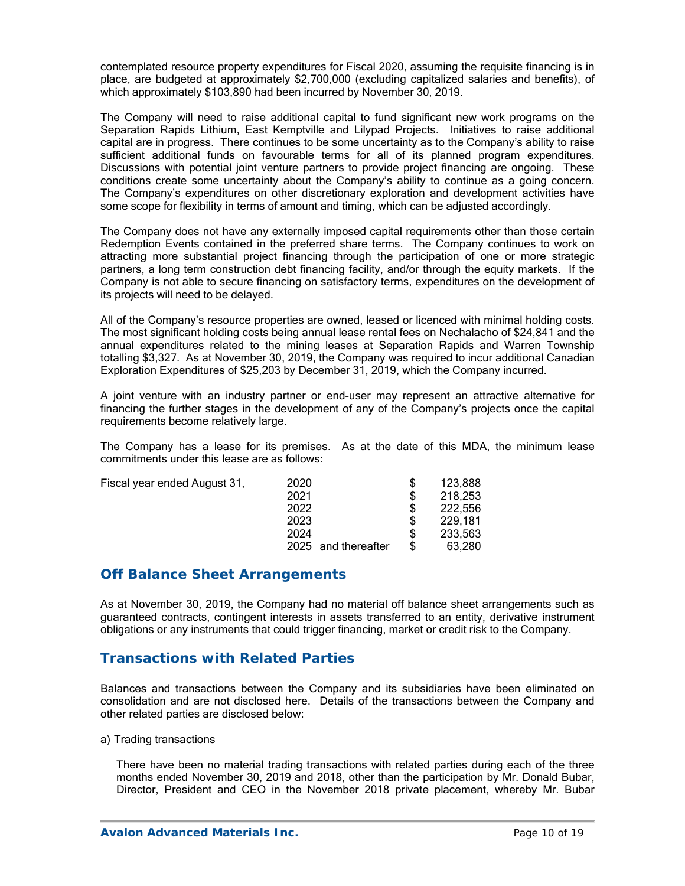contemplated resource property expenditures for Fiscal 2020, assuming the requisite financing is in place, are budgeted at approximately $2,700,000 (excluding capitalized salaries and benefits), of which approximately $103,890 had been incurred by November 30, 2019.

The Company will need to raise additional capital to fund significant new work programs on the Separation Rapids Lithium, East Kemptville and Lilypad Projects. Initiatives to raise additional capital are in progress. There continues to be some uncertainty as to the Company's ability to raise sufficient additional funds on favourable terms for all of its planned program expenditures. Discussions with potential joint venture partners to provide project financing are ongoing. These conditions create some uncertainty about the Company's ability to continue as a going concern. The Company's expenditures on other discretionary exploration and development activities have some scope for flexibility in terms of amount and timing, which can be adjusted accordingly.

The Company does not have any externally imposed capital requirements other than those certain Redemption Events contained in the preferred share terms. The Company continues to work on attracting more substantial project financing through the participation of one or more strategic partners, a long term construction debt financing facility, and/or through the equity markets. If the Company is not able to secure financing on satisfactory terms, expenditures on the development of its projects will need to be delayed.

All of the Company's resource properties are owned, leased or licenced with minimal holding costs. The most significant holding costs being annual lease rental fees on Nechalacho of $24,841 and the annual expenditures related to the mining leases at Separation Rapids and Warren Township totalling $3,327. As at November 30, 2019, the Company was required to incur additional Canadian Exploration Expenditures of $25,203 by December 31, 2019, which the Company incurred.

A joint venture with an industry partner or end-user may represent an attractive alternative for financing the further stages in the development of any of the Company's projects once the capital requirements become relatively large.

The Company has a lease for its premises. As at the date of this MDA, the minimum lease commitments under this lease are as follows:

| | | | |
|---|---|---|---|
| Fiscal year ended August 31, | 2020 | $ | 123,888 |
| | 2021 | $ | 218,253 |
| | 2022 | $ | 222,556 |
| | 2023 | $ | 229,181 |
| | 2024 | $ | 233,563 |
| | 2025 and thereafter | $ | 63,280 |

## Off Balance Sheet Arrangements

As at November 30, 2019, the Company had no material off balance sheet arrangements such as guaranteed contracts, contingent interests in assets transferred to an entity, derivative instrument obligations or any instruments that could trigger financing, market or credit risk to the Company.

## Transactions with Related Parties

Balances and transactions between the Company and its subsidiaries have been eliminated on consolidation and are not disclosed here. Details of the transactions between the Company and other related parties are disclosed below:

a) Trading transactions

There have been no material trading transactions with related parties during each of the three months ended November 30, 2019 and 2018, other than the participation by Mr. Donald Bubar, Director, President and CEO in the November 2018 private placement, whereby Mr. Bubar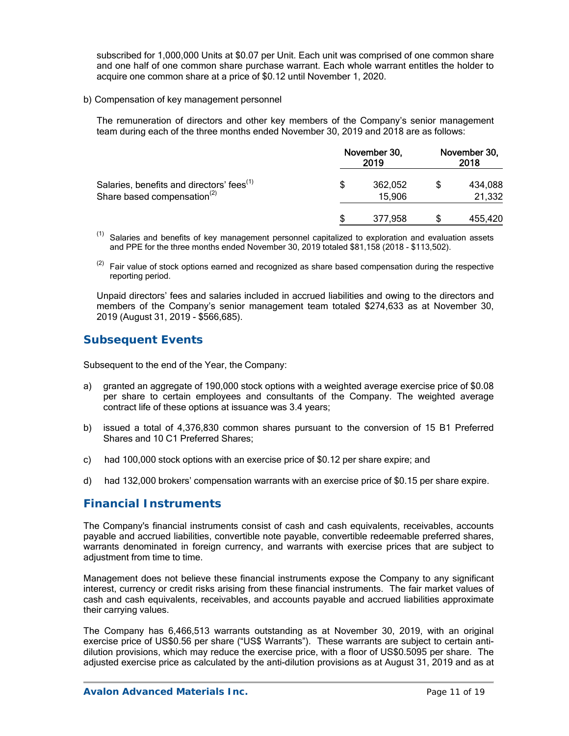subscribed for 1,000,000 Units at $0.07 per Unit. Each unit was comprised of one common share and one half of one common share purchase warrant. Each whole warrant entitles the holder to acquire one common share at a price of $0.12 until November 1, 2020.

b) Compensation of key management personnel

The remuneration of directors and other key members of the Company's senior management team during each of the three months ended November 30, 2019 and 2018 are as follows:

| | November 30, 2019 | November 30, 2018 |
|---|---|---|
| Salaries, benefits and directors' fees[1] | $ 362,052 | $ 434,088 |
| Share based compensation[2] | 15,906 | 21,332 |
| | $ 377,958 | $ 455,420 |

[1] Salaries and benefits of key management personnel capitalized to exploration and evaluation assets and PPE for the three months ended November 30, 2019 totaled $81,158 (2018 - $113,502).

[2] Fair value of stock options earned and recognized as share based compensation during the respective reporting period.

Unpaid directors' fees and salaries included in accrued liabilities and owing to the directors and members of the Company's senior management team totaled $274,633 as at November 30, 2019 (August 31, 2019 - $566,685).

## Subsequent Events

Subsequent to the end of the Year, the Company:

a) granted an aggregate of 190,000 stock options with a weighted average exercise price of $0.08 per share to certain employees and consultants of the Company. The weighted average contract life of these options at issuance was 3.4 years;

b) issued a total of 4,376,830 common shares pursuant to the conversion of 15 B1 Preferred Shares and 10 C1 Preferred Shares;

c) had 100,000 stock options with an exercise price of $0.12 per share expire; and

d) had 132,000 brokers' compensation warrants with an exercise price of $0.15 per share expire.

## Financial Instruments

The Company's financial instruments consist of cash and cash equivalents, receivables, accounts payable and accrued liabilities, convertible note payable, convertible redeemable preferred shares, warrants denominated in foreign currency, and warrants with exercise prices that are subject to adjustment from time to time.

Management does not believe these financial instruments expose the Company to any significant interest, currency or credit risks arising from these financial instruments. The fair market values of cash and cash equivalents, receivables, and accounts payable and accrued liabilities approximate their carrying values.

The Company has 6,466,513 warrants outstanding as at November 30, 2019, with an original exercise price of US$0.56 per share ("US$ Warrants"). These warrants are subject to certain anti-dilution provisions, which may reduce the exercise price, with a floor of US$0.5095 per share. The adjusted exercise price as calculated by the anti-dilution provisions as at August 31, 2019 and as at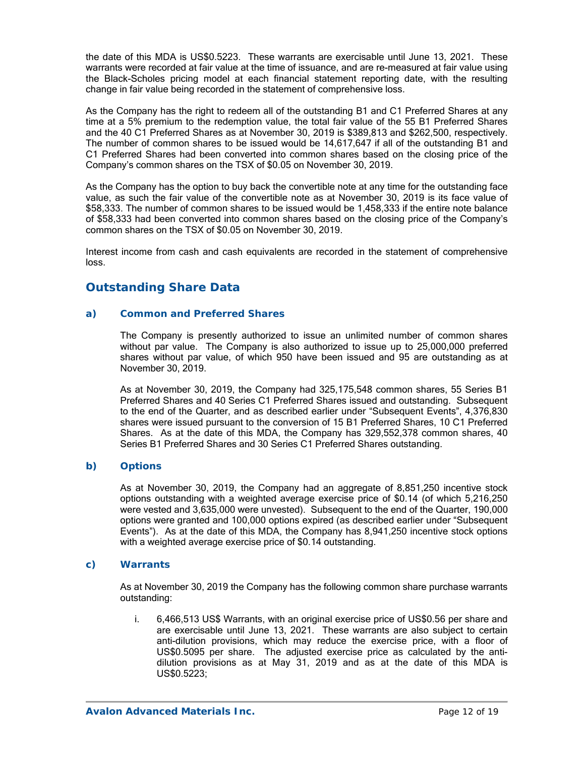the date of this MDA is US$0.5223. These warrants are exercisable until June 13, 2021. These warrants were recorded at fair value at the time of issuance, and are re-measured at fair value using the Black-Scholes pricing model at each financial statement reporting date, with the resulting change in fair value being recorded in the statement of comprehensive loss.

As the Company has the right to redeem all of the outstanding B1 and C1 Preferred Shares at any time at a 5% premium to the redemption value, the total fair value of the 55 B1 Preferred Shares and the 40 C1 Preferred Shares as at November 30, 2019 is $389,813 and $262,500, respectively. The number of common shares to be issued would be 14,617,647 if all of the outstanding B1 and C1 Preferred Shares had been converted into common shares based on the closing price of the Company's common shares on the TSX of $0.05 on November 30, 2019.

As the Company has the option to buy back the convertible note at any time for the outstanding face value, as such the fair value of the convertible note as at November 30, 2019 is its face value of $58,333. The number of common shares to be issued would be 1,458,333 if the entire note balance of $58,333 had been converted into common shares based on the closing price of the Company's common shares on the TSX of $0.05 on November 30, 2019.

Interest income from cash and cash equivalents are recorded in the statement of comprehensive loss.

## Outstanding Share Data

### a) Common and Preferred Shares

The Company is presently authorized to issue an unlimited number of common shares without par value. The Company is also authorized to issue up to 25,000,000 preferred shares without par value, of which 950 have been issued and 95 are outstanding as at November 30, 2019.

As at November 30, 2019, the Company had 325,175,548 common shares, 55 Series B1 Preferred Shares and 40 Series C1 Preferred Shares issued and outstanding. Subsequent to the end of the Quarter, and as described earlier under "Subsequent Events", 4,376,830 shares were issued pursuant to the conversion of 15 B1 Preferred Shares, 10 C1 Preferred Shares. As at the date of this MDA, the Company has 329,552,378 common shares, 40 Series B1 Preferred Shares and 30 Series C1 Preferred Shares outstanding.

### b) Options

As at November 30, 2019, the Company had an aggregate of 8,851,250 incentive stock options outstanding with a weighted average exercise price of $0.14 (of which 5,216,250 were vested and 3,635,000 were unvested). Subsequent to the end of the Quarter, 190,000 options were granted and 100,000 options expired (as described earlier under "Subsequent Events"). As at the date of this MDA, the Company has 8,941,250 incentive stock options with a weighted average exercise price of $0.14 outstanding.

### c) Warrants

As at November 30, 2019 the Company has the following common share purchase warrants outstanding:

i. 6,466,513 US$ Warrants, with an original exercise price of US$0.56 per share and are exercisable until June 13, 2021. These warrants are also subject to certain anti-dilution provisions, which may reduce the exercise price, with a floor of US$0.5095 per share. The adjusted exercise price as calculated by the anti-dilution provisions as at May 31, 2019 and as at the date of this MDA is US$0.5223;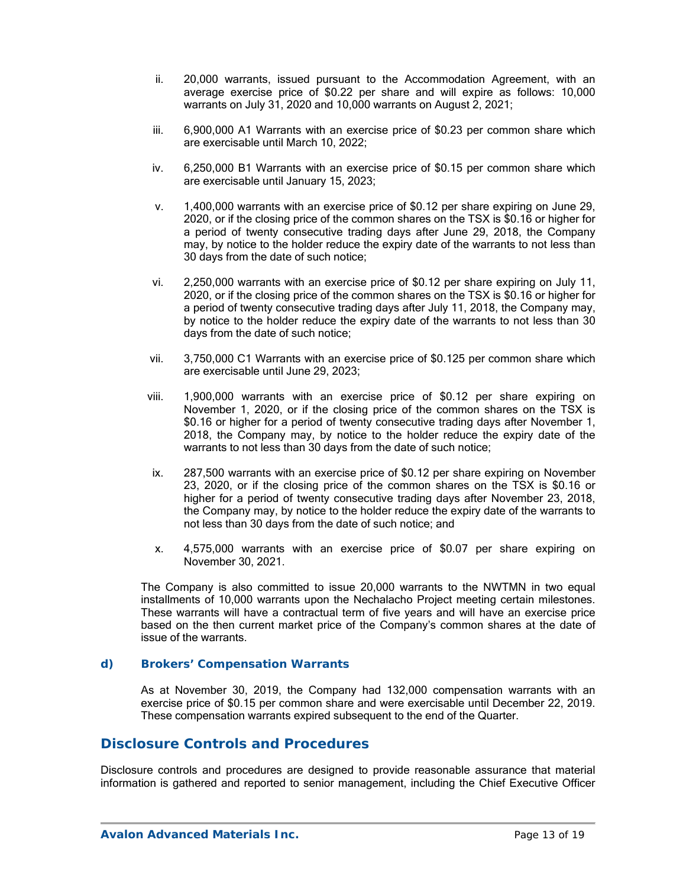ii. 20,000 warrants, issued pursuant to the Accommodation Agreement, with an average exercise price of $0.22 per share and will expire as follows: 10,000 warrants on July 31, 2020 and 10,000 warrants on August 2, 2021;

iii. 6,900,000 A1 Warrants with an exercise price of $0.23 per common share which are exercisable until March 10, 2022;

iv. 6,250,000 B1 Warrants with an exercise price of $0.15 per common share which are exercisable until January 15, 2023;

v. 1,400,000 warrants with an exercise price of $0.12 per share expiring on June 29, 2020, or if the closing price of the common shares on the TSX is $0.16 or higher for a period of twenty consecutive trading days after June 29, 2018, the Company may, by notice to the holder reduce the expiry date of the warrants to not less than 30 days from the date of such notice;

vi. 2,250,000 warrants with an exercise price of $0.12 per share expiring on July 11, 2020, or if the closing price of the common shares on the TSX is $0.16 or higher for a period of twenty consecutive trading days after July 11, 2018, the Company may, by notice to the holder reduce the expiry date of the warrants to not less than 30 days from the date of such notice;

vii. 3,750,000 C1 Warrants with an exercise price of $0.125 per common share which are exercisable until June 29, 2023;

viii. 1,900,000 warrants with an exercise price of $0.12 per share expiring on November 1, 2020, or if the closing price of the common shares on the TSX is $0.16 or higher for a period of twenty consecutive trading days after November 1, 2018, the Company may, by notice to the holder reduce the expiry date of the warrants to not less than 30 days from the date of such notice;

ix. 287,500 warrants with an exercise price of $0.12 per share expiring on November 23, 2020, or if the closing price of the common shares on the TSX is $0.16 or higher for a period of twenty consecutive trading days after November 23, 2018, the Company may, by notice to the holder reduce the expiry date of the warrants to not less than 30 days from the date of such notice; and

x. 4,575,000 warrants with an exercise price of $0.07 per share expiring on November 30, 2021.

The Company is also committed to issue 20,000 warrants to the NWTMN in two equal installments of 10,000 warrants upon the Nechalacho Project meeting certain milestones. These warrants will have a contractual term of five years and will have an exercise price based on the then current market price of the Company's common shares at the date of issue of the warrants.

### d) Brokers' Compensation Warrants

As at November 30, 2019, the Company had 132,000 compensation warrants with an exercise price of $0.15 per common share and were exercisable until December 22, 2019. These compensation warrants expired subsequent to the end of the Quarter.

## Disclosure Controls and Procedures

Disclosure controls and procedures are designed to provide reasonable assurance that material information is gathered and reported to senior management, including the Chief Executive Officer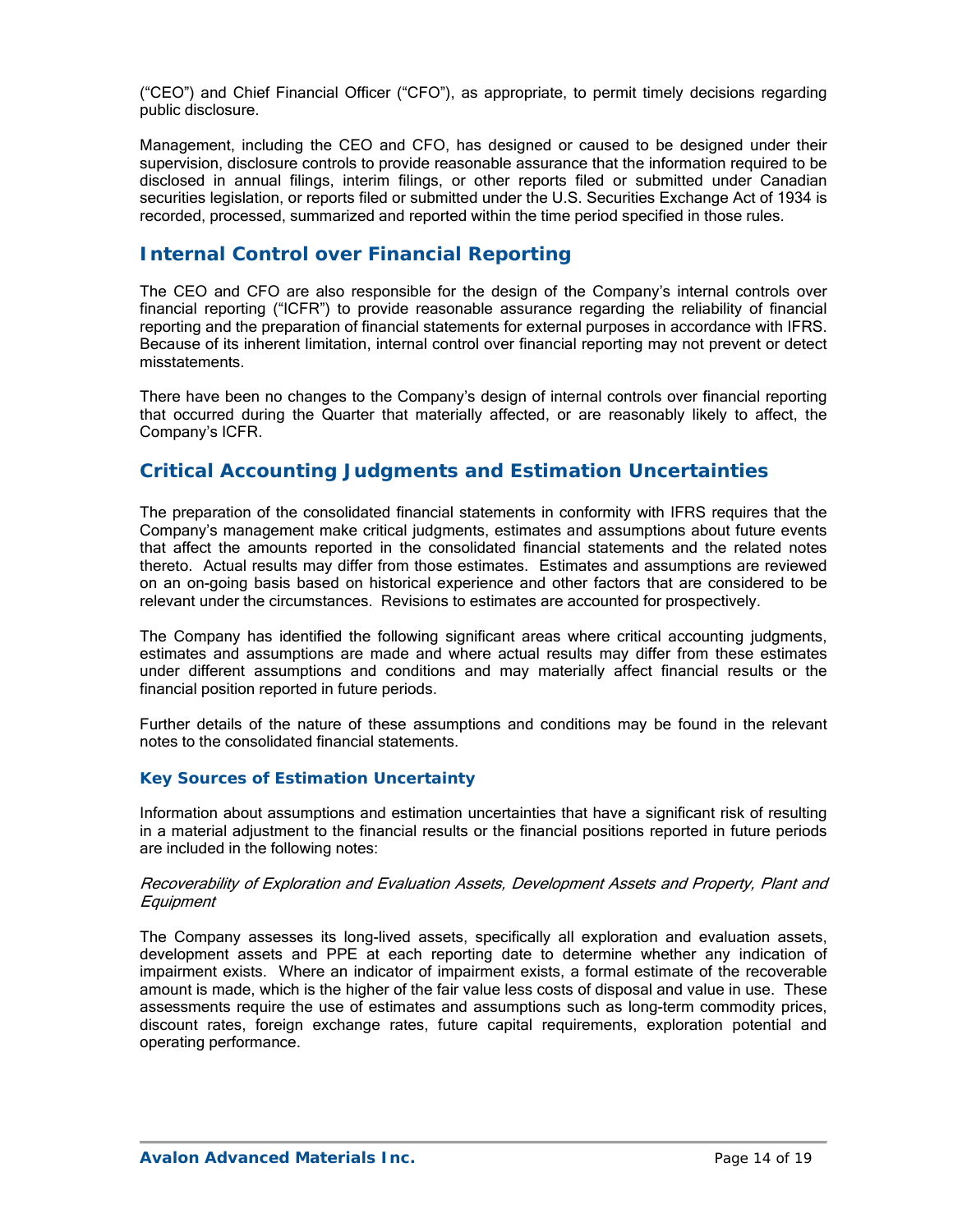("CEO") and Chief Financial Officer ("CFO"), as appropriate, to permit timely decisions regarding public disclosure.

Management, including the CEO and CFO, has designed or caused to be designed under their supervision, disclosure controls to provide reasonable assurance that the information required to be disclosed in annual filings, interim filings, or other reports filed or submitted under Canadian securities legislation, or reports filed or submitted under the U.S. Securities Exchange Act of 1934 is recorded, processed, summarized and reported within the time period specified in those rules.

## Internal Control over Financial Reporting

The CEO and CFO are also responsible for the design of the Company's internal controls over financial reporting ("ICFR") to provide reasonable assurance regarding the reliability of financial reporting and the preparation of financial statements for external purposes in accordance with IFRS. Because of its inherent limitation, internal control over financial reporting may not prevent or detect misstatements.

There have been no changes to the Company's design of internal controls over financial reporting that occurred during the Quarter that materially affected, or are reasonably likely to affect, the Company's ICFR.

## Critical Accounting Judgments and Estimation Uncertainties

The preparation of the consolidated financial statements in conformity with IFRS requires that the Company's management make critical judgments, estimates and assumptions about future events that affect the amounts reported in the consolidated financial statements and the related notes thereto. Actual results may differ from those estimates. Estimates and assumptions are reviewed on an on-going basis based on historical experience and other factors that are considered to be relevant under the circumstances. Revisions to estimates are accounted for prospectively.

The Company has identified the following significant areas where critical accounting judgments, estimates and assumptions are made and where actual results may differ from these estimates under different assumptions and conditions and may materially affect financial results or the financial position reported in future periods.

Further details of the nature of these assumptions and conditions may be found in the relevant notes to the consolidated financial statements.

### Key Sources of Estimation Uncertainty

Information about assumptions and estimation uncertainties that have a significant risk of resulting in a material adjustment to the financial results or the financial positions reported in future periods are included in the following notes:

*Recoverability of Exploration and Evaluation Assets, Development Assets and Property, Plant and Equipment*

The Company assesses its long-lived assets, specifically all exploration and evaluation assets, development assets and PPE at each reporting date to determine whether any indication of impairment exists. Where an indicator of impairment exists, a formal estimate of the recoverable amount is made, which is the higher of the fair value less costs of disposal and value in use. These assessments require the use of estimates and assumptions such as long-term commodity prices, discount rates, foreign exchange rates, future capital requirements, exploration potential and operating performance.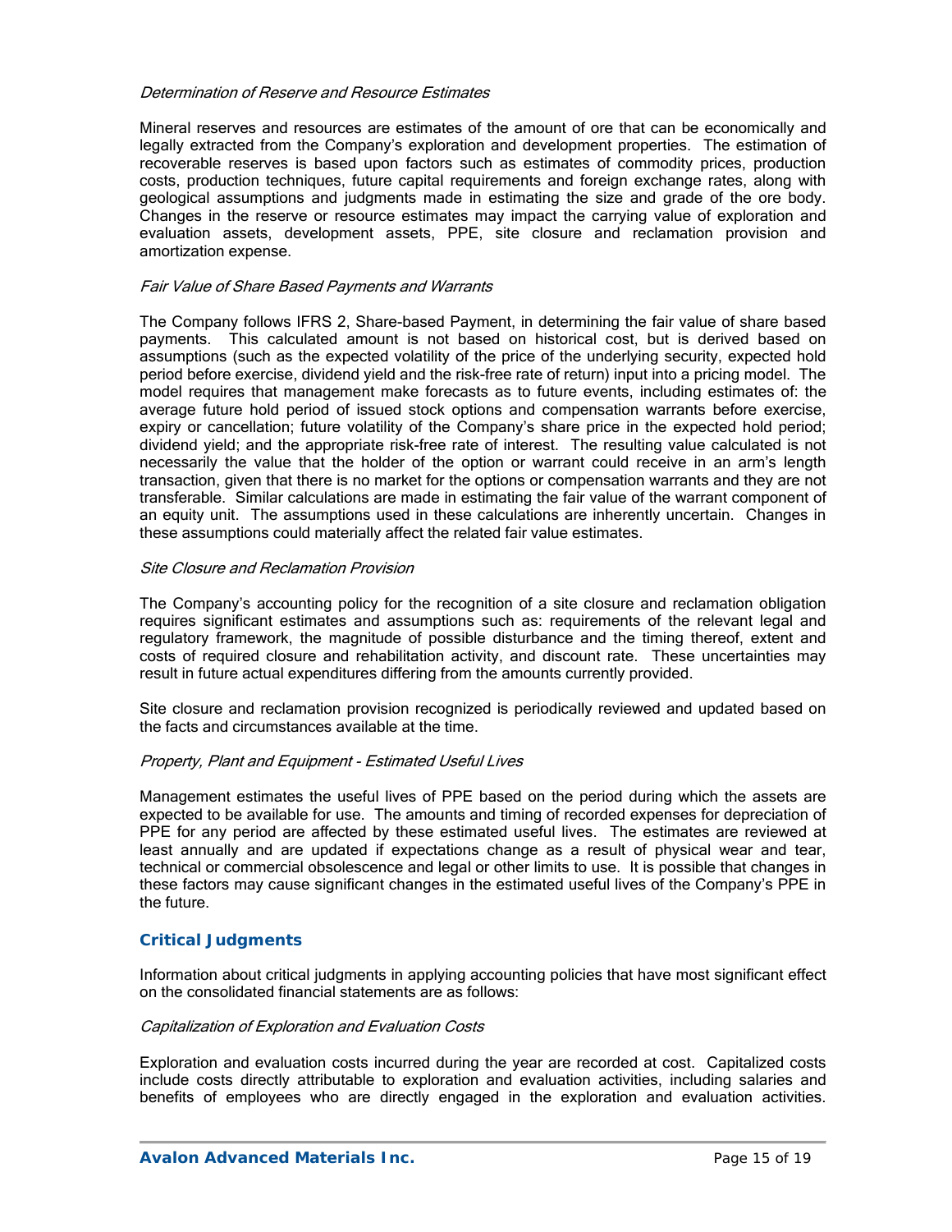*Determination of Reserve and Resource Estimates*

Mineral reserves and resources are estimates of the amount of ore that can be economically and legally extracted from the Company's exploration and development properties. The estimation of recoverable reserves is based upon factors such as estimates of commodity prices, production costs, production techniques, future capital requirements and foreign exchange rates, along with geological assumptions and judgments made in estimating the size and grade of the ore body. Changes in the reserve or resource estimates may impact the carrying value of exploration and evaluation assets, development assets, PPE, site closure and reclamation provision and amortization expense.

*Fair Value of Share Based Payments and Warrants*

The Company follows IFRS 2, Share-based Payment, in determining the fair value of share based payments. This calculated amount is not based on historical cost, but is derived based on assumptions (such as the expected volatility of the price of the underlying security, expected hold period before exercise, dividend yield and the risk-free rate of return) input into a pricing model. The model requires that management make forecasts as to future events, including estimates of: the average future hold period of issued stock options and compensation warrants before exercise, expiry or cancellation; future volatility of the Company's share price in the expected hold period; dividend yield; and the appropriate risk-free rate of interest. The resulting value calculated is not necessarily the value that the holder of the option or warrant could receive in an arm's length transaction, given that there is no market for the options or compensation warrants and they are not transferable. Similar calculations are made in estimating the fair value of the warrant component of an equity unit. The assumptions used in these calculations are inherently uncertain. Changes in these assumptions could materially affect the related fair value estimates.

*Site Closure and Reclamation Provision*

The Company's accounting policy for the recognition of a site closure and reclamation obligation requires significant estimates and assumptions such as: requirements of the relevant legal and regulatory framework, the magnitude of possible disturbance and the timing thereof, extent and costs of required closure and rehabilitation activity, and discount rate. These uncertainties may result in future actual expenditures differing from the amounts currently provided.

Site closure and reclamation provision recognized is periodically reviewed and updated based on the facts and circumstances available at the time.

*Property, Plant and Equipment - Estimated Useful Lives*

Management estimates the useful lives of PPE based on the period during which the assets are expected to be available for use. The amounts and timing of recorded expenses for depreciation of PPE for any period are affected by these estimated useful lives. The estimates are reviewed at least annually and are updated if expectations change as a result of physical wear and tear, technical or commercial obsolescence and legal or other limits to use. It is possible that changes in these factors may cause significant changes in the estimated useful lives of the Company's PPE in the future.

## Critical Judgments

Information about critical judgments in applying accounting policies that have most significant effect on the consolidated financial statements are as follows:

*Capitalization of Exploration and Evaluation Costs*

Exploration and evaluation costs incurred during the year are recorded at cost. Capitalized costs include costs directly attributable to exploration and evaluation activities, including salaries and benefits of employees who are directly engaged in the exploration and evaluation activities.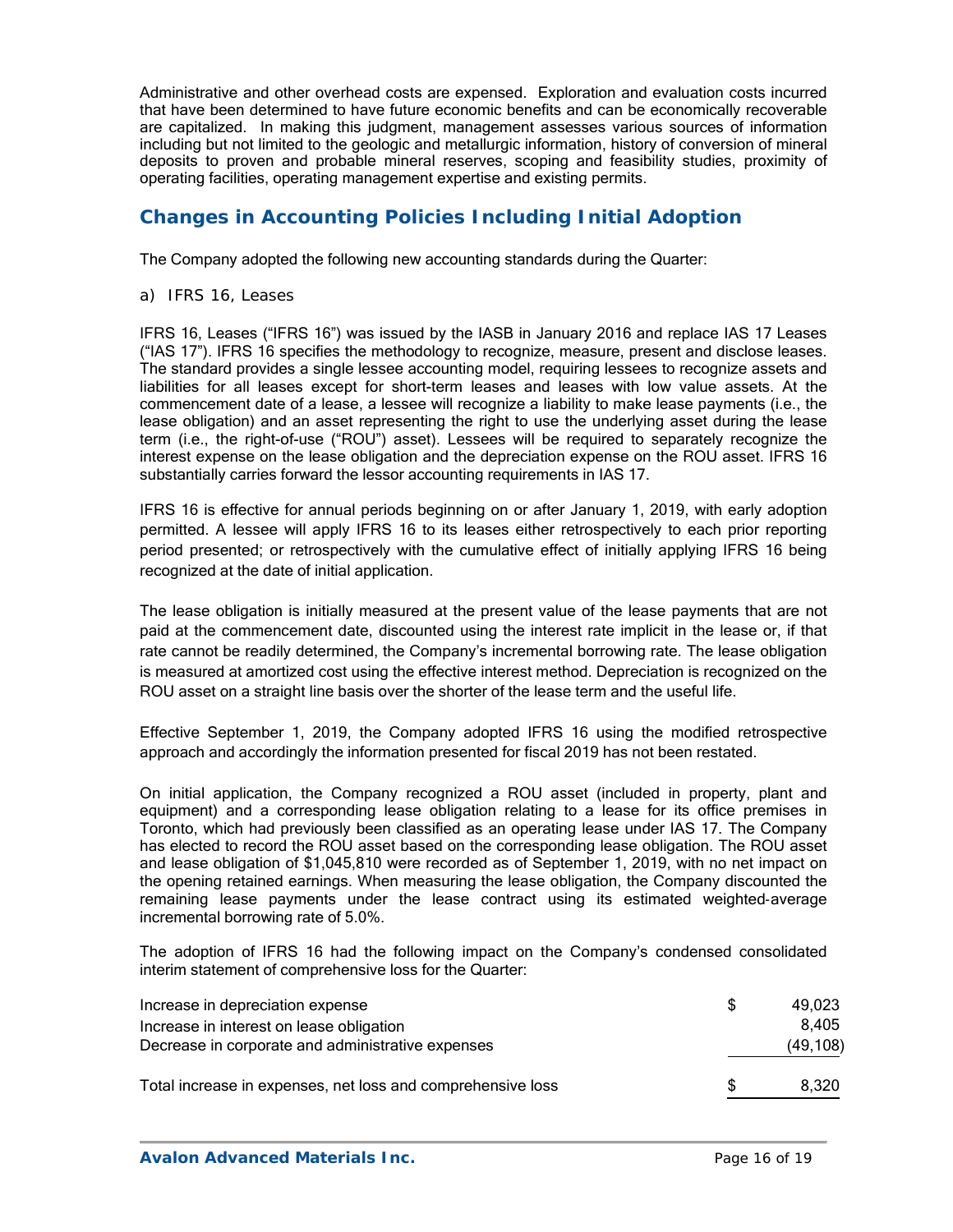Administrative and other overhead costs are expensed. Exploration and evaluation costs incurred that have been determined to have future economic benefits and can be economically recoverable are capitalized. In making this judgment, management assesses various sources of information including but not limited to the geologic and metallurgic information, history of conversion of mineral deposits to proven and probable mineral reserves, scoping and feasibility studies, proximity of operating facilities, operating management expertise and existing permits.

## Changes in Accounting Policies Including Initial Adoption

The Company adopted the following new accounting standards during the Quarter:

a) IFRS 16, Leases

IFRS 16, Leases ("IFRS 16") was issued by the IASB in January 2016 and replace IAS 17 Leases ("IAS 17"). IFRS 16 specifies the methodology to recognize, measure, present and disclose leases. The standard provides a single lessee accounting model, requiring lessees to recognize assets and liabilities for all leases except for short-term leases and leases with low value assets. At the commencement date of a lease, a lessee will recognize a liability to make lease payments (i.e., the lease obligation) and an asset representing the right to use the underlying asset during the lease term (i.e., the right-of-use ("ROU") asset). Lessees will be required to separately recognize the interest expense on the lease obligation and the depreciation expense on the ROU asset. IFRS 16 substantially carries forward the lessor accounting requirements in IAS 17.

IFRS 16 is effective for annual periods beginning on or after January 1, 2019, with early adoption permitted. A lessee will apply IFRS 16 to its leases either retrospectively to each prior reporting period presented; or retrospectively with the cumulative effect of initially applying IFRS 16 being recognized at the date of initial application.

The lease obligation is initially measured at the present value of the lease payments that are not paid at the commencement date, discounted using the interest rate implicit in the lease or, if that rate cannot be readily determined, the Company's incremental borrowing rate. The lease obligation is measured at amortized cost using the effective interest method. Depreciation is recognized on the ROU asset on a straight line basis over the shorter of the lease term and the useful life.

Effective September 1, 2019, the Company adopted IFRS 16 using the modified retrospective approach and accordingly the information presented for fiscal 2019 has not been restated.

On initial application, the Company recognized a ROU asset (included in property, plant and equipment) and a corresponding lease obligation relating to a lease for its office premises in Toronto, which had previously been classified as an operating lease under IAS 17. The Company has elected to record the ROU asset based on the corresponding lease obligation. The ROU asset and lease obligation of $1,045,810 were recorded as of September 1, 2019, with no net impact on the opening retained earnings. When measuring the lease obligation, the Company discounted the remaining lease payments under the lease contract using its estimated weighted-average incremental borrowing rate of 5.0%.

The adoption of IFRS 16 had the following impact on the Company's condensed consolidated interim statement of comprehensive loss for the Quarter:

| | | |
|---|---|---|
| Increase in depreciation expense | $ | 49,023 |
| Increase in interest on lease obligation | | 8,405 |
| Decrease in corporate and administrative expenses | | (49,108) |
| Total increase in expenses, net loss and comprehensive loss | $ | 8,320 |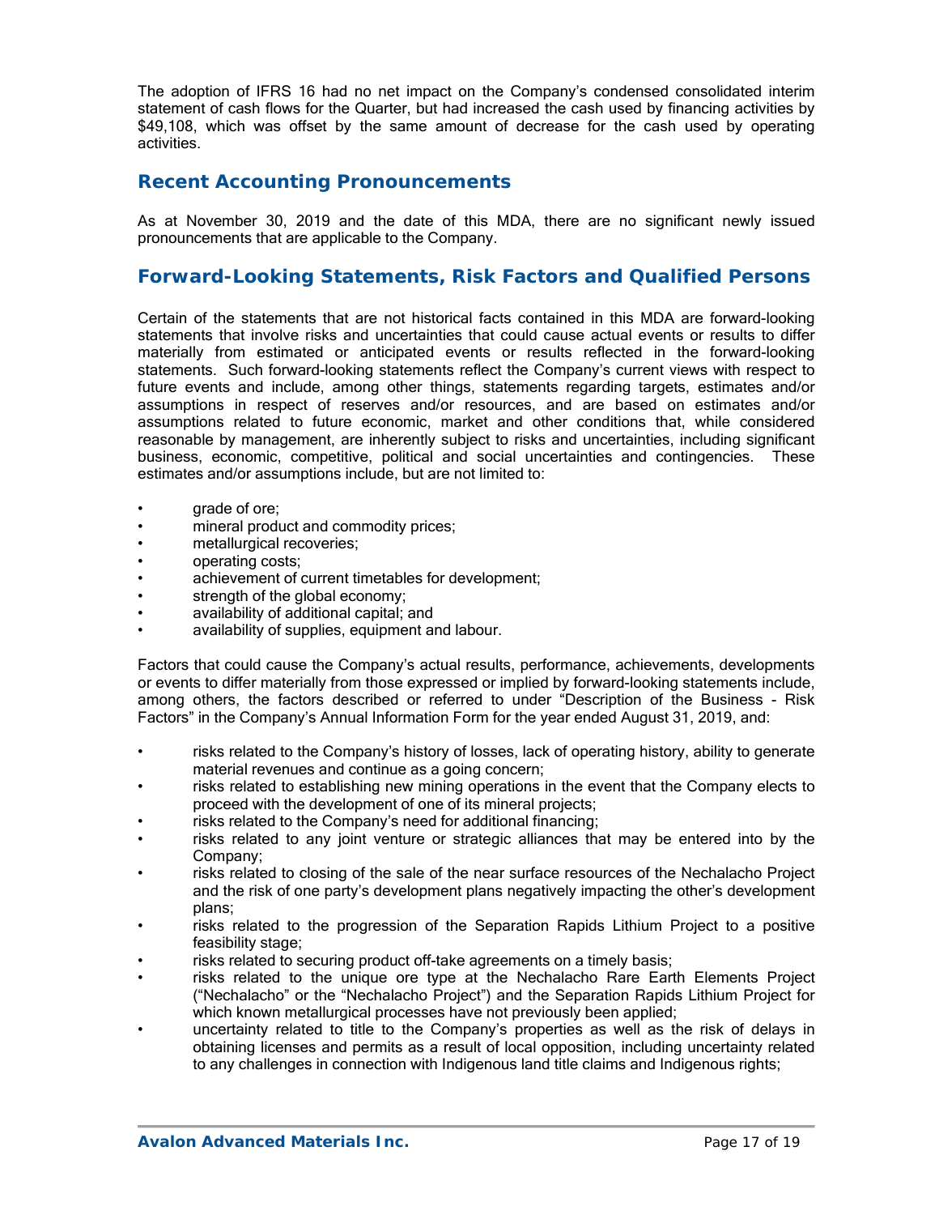The adoption of IFRS 16 had no net impact on the Company's condensed consolidated interim statement of cash flows for the Quarter, but had increased the cash used by financing activities by $49,108, which was offset by the same amount of decrease for the cash used by operating activities.

## Recent Accounting Pronouncements

As at November 30, 2019 and the date of this MDA, there are no significant newly issued pronouncements that are applicable to the Company.

## Forward-Looking Statements, Risk Factors and Qualified Persons

Certain of the statements that are not historical facts contained in this MDA are forward-looking statements that involve risks and uncertainties that could cause actual events or results to differ materially from estimated or anticipated events or results reflected in the forward-looking statements. Such forward-looking statements reflect the Company's current views with respect to future events and include, among other things, statements regarding targets, estimates and/or assumptions in respect of reserves and/or resources, and are based on estimates and/or assumptions related to future economic, market and other conditions that, while considered reasonable by management, are inherently subject to risks and uncertainties, including significant business, economic, competitive, political and social uncertainties and contingencies. These estimates and/or assumptions include, but are not limited to:

- grade of ore;
- mineral product and commodity prices;
- metallurgical recoveries;
- operating costs;
- achievement of current timetables for development;
- strength of the global economy;
- availability of additional capital; and
- availability of supplies, equipment and labour.

Factors that could cause the Company's actual results, performance, achievements, developments or events to differ materially from those expressed or implied by forward-looking statements include, among others, the factors described or referred to under "Description of the Business - Risk Factors" in the Company's Annual Information Form for the year ended August 31, 2019, and:

- risks related to the Company's history of losses, lack of operating history, ability to generate material revenues and continue as a going concern;
- risks related to establishing new mining operations in the event that the Company elects to proceed with the development of one of its mineral projects;
- risks related to the Company's need for additional financing;
- risks related to any joint venture or strategic alliances that may be entered into by the Company;
- risks related to closing of the sale of the near surface resources of the Nechalacho Project and the risk of one party's development plans negatively impacting the other's development plans;
- risks related to the progression of the Separation Rapids Lithium Project to a positive feasibility stage;
- risks related to securing product off-take agreements on a timely basis;
- risks related to the unique ore type at the Nechalacho Rare Earth Elements Project ("Nechalacho" or the "Nechalacho Project") and the Separation Rapids Lithium Project for which known metallurgical processes have not previously been applied;
- uncertainty related to title to the Company's properties as well as the risk of delays in obtaining licenses and permits as a result of local opposition, including uncertainty related to any challenges in connection with Indigenous land title claims and Indigenous rights;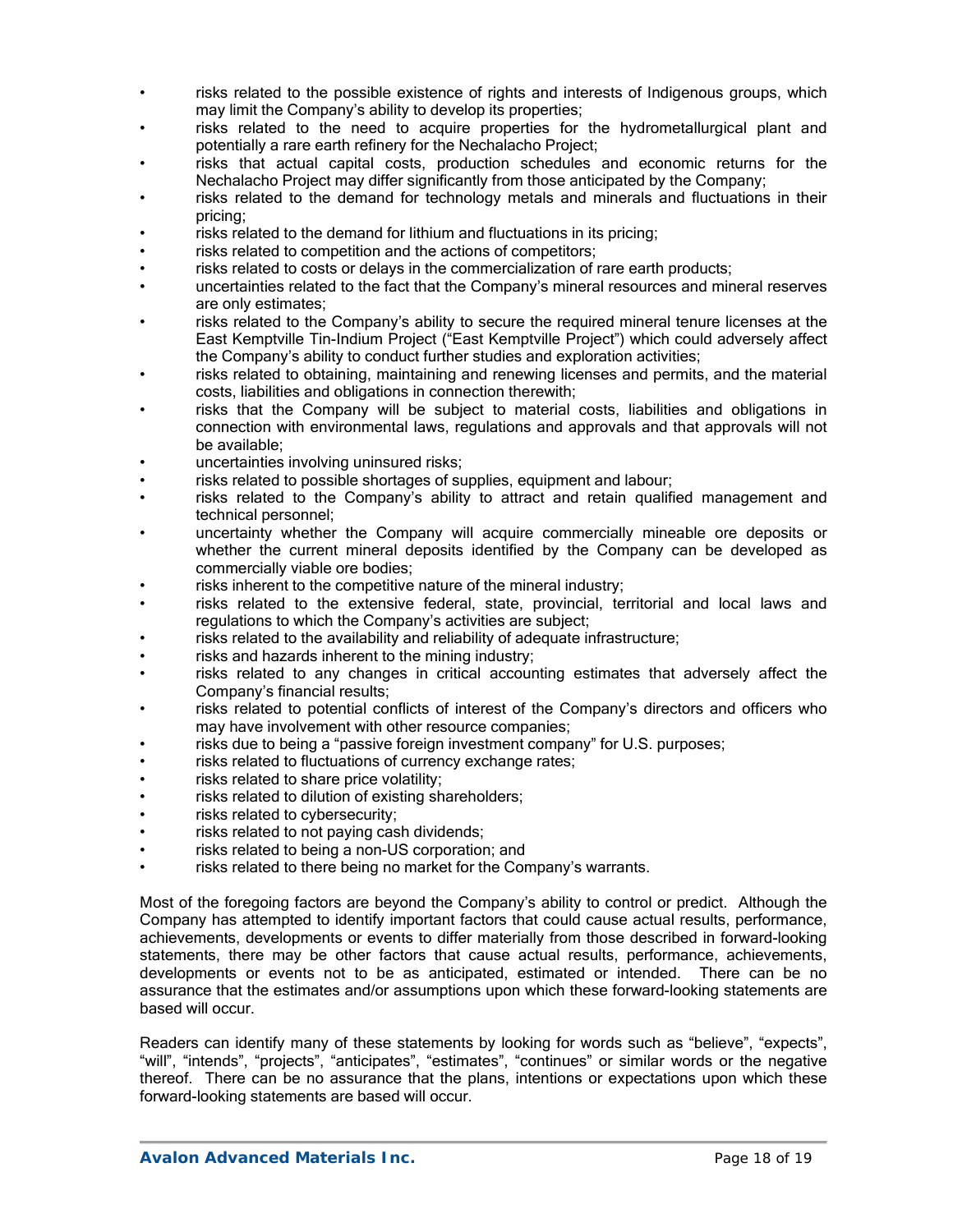- risks related to the possible existence of rights and interests of Indigenous groups, which may limit the Company's ability to develop its properties;
- risks related to the need to acquire properties for the hydrometallurgical plant and potentially a rare earth refinery for the Nechalacho Project;
- risks that actual capital costs, production schedules and economic returns for the Nechalacho Project may differ significantly from those anticipated by the Company;
- risks related to the demand for technology metals and minerals and fluctuations in their pricing;
- risks related to the demand for lithium and fluctuations in its pricing;
- risks related to competition and the actions of competitors;
- risks related to costs or delays in the commercialization of rare earth products;
- uncertainties related to the fact that the Company's mineral resources and mineral reserves are only estimates;
- risks related to the Company's ability to secure the required mineral tenure licenses at the East Kemptville Tin-Indium Project ("East Kemptville Project") which could adversely affect the Company's ability to conduct further studies and exploration activities;
- risks related to obtaining, maintaining and renewing licenses and permits, and the material costs, liabilities and obligations in connection therewith;
- risks that the Company will be subject to material costs, liabilities and obligations in connection with environmental laws, regulations and approvals and that approvals will not be available;
- uncertainties involving uninsured risks;
- risks related to possible shortages of supplies, equipment and labour;
- risks related to the Company's ability to attract and retain qualified management and technical personnel;
- uncertainty whether the Company will acquire commercially mineable ore deposits or whether the current mineral deposits identified by the Company can be developed as commercially viable ore bodies;
- risks inherent to the competitive nature of the mineral industry;
- risks related to the extensive federal, state, provincial, territorial and local laws and regulations to which the Company's activities are subject;
- risks related to the availability and reliability of adequate infrastructure;
- risks and hazards inherent to the mining industry;
- risks related to any changes in critical accounting estimates that adversely affect the Company's financial results;
- risks related to potential conflicts of interest of the Company's directors and officers who may have involvement with other resource companies;
- risks due to being a "passive foreign investment company" for U.S. purposes;
- risks related to fluctuations of currency exchange rates;
- risks related to share price volatility;
- risks related to dilution of existing shareholders;
- risks related to cybersecurity;
- risks related to not paying cash dividends;
- risks related to being a non-US corporation; and
- risks related to there being no market for the Company's warrants.

Most of the foregoing factors are beyond the Company's ability to control or predict. Although the Company has attempted to identify important factors that could cause actual results, performance, achievements, developments or events to differ materially from those described in forward-looking statements, there may be other factors that cause actual results, performance, achievements, developments or events not to be as anticipated, estimated or intended. There can be no assurance that the estimates and/or assumptions upon which these forward-looking statements are based will occur.

Readers can identify many of these statements by looking for words such as "believe", "expects", "will", "intends", "projects", "anticipates", "estimates", "continues" or similar words or the negative thereof. There can be no assurance that the plans, intentions or expectations upon which these forward-looking statements are based will occur.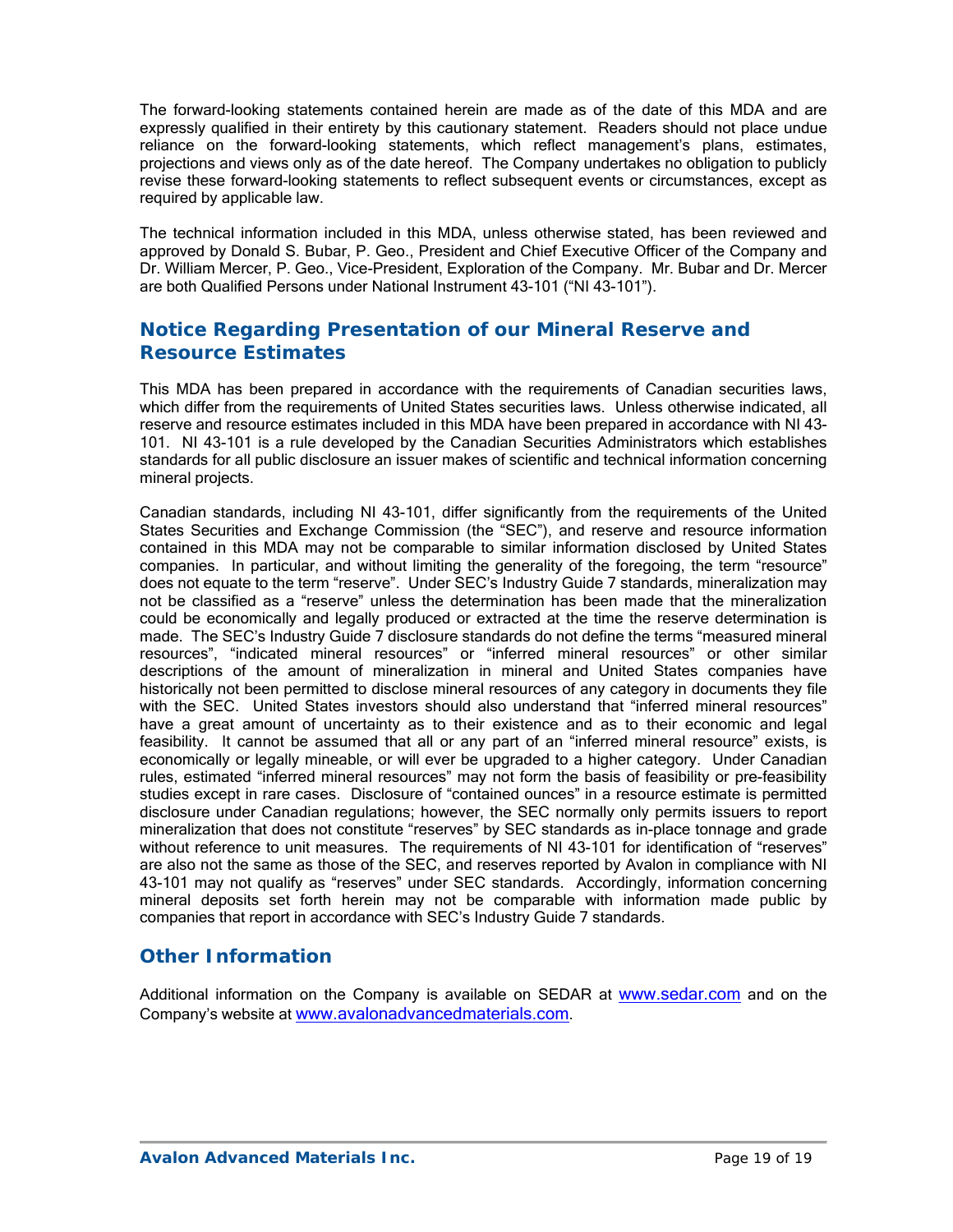The forward-looking statements contained herein are made as of the date of this MDA and are expressly qualified in their entirety by this cautionary statement. Readers should not place undue reliance on the forward-looking statements, which reflect management's plans, estimates, projections and views only as of the date hereof. The Company undertakes no obligation to publicly revise these forward-looking statements to reflect subsequent events or circumstances, except as required by applicable law.

The technical information included in this MDA, unless otherwise stated, has been reviewed and approved by Donald S. Bubar, P. Geo., President and Chief Executive Officer of the Company and Dr. William Mercer, P. Geo., Vice-President, Exploration of the Company. Mr. Bubar and Dr. Mercer are both Qualified Persons under National Instrument 43-101 ("NI 43-101").

## Notice Regarding Presentation of our Mineral Reserve and Resource Estimates

This MDA has been prepared in accordance with the requirements of Canadian securities laws, which differ from the requirements of United States securities laws. Unless otherwise indicated, all reserve and resource estimates included in this MDA have been prepared in accordance with NI 43-101. NI 43-101 is a rule developed by the Canadian Securities Administrators which establishes standards for all public disclosure an issuer makes of scientific and technical information concerning mineral projects.

Canadian standards, including NI 43-101, differ significantly from the requirements of the United States Securities and Exchange Commission (the "SEC"), and reserve and resource information contained in this MDA may not be comparable to similar information disclosed by United States companies. In particular, and without limiting the generality of the foregoing, the term "resource" does not equate to the term "reserve". Under SEC's Industry Guide 7 standards, mineralization may not be classified as a "reserve" unless the determination has been made that the mineralization could be economically and legally produced or extracted at the time the reserve determination is made. The SEC's Industry Guide 7 disclosure standards do not define the terms "measured mineral resources", "indicated mineral resources" or "inferred mineral resources" or other similar descriptions of the amount of mineralization in mineral and United States companies have historically not been permitted to disclose mineral resources of any category in documents they file with the SEC. United States investors should also understand that "inferred mineral resources" have a great amount of uncertainty as to their existence and as to their economic and legal feasibility. It cannot be assumed that all or any part of an "inferred mineral resource" exists, is economically or legally mineable, or will ever be upgraded to a higher category. Under Canadian rules, estimated "inferred mineral resources" may not form the basis of feasibility or pre-feasibility studies except in rare cases. Disclosure of "contained ounces" in a resource estimate is permitted disclosure under Canadian regulations; however, the SEC normally only permits issuers to report mineralization that does not constitute "reserves" by SEC standards as in-place tonnage and grade without reference to unit measures. The requirements of NI 43-101 for identification of "reserves" are also not the same as those of the SEC, and reserves reported by Avalon in compliance with NI 43-101 may not qualify as "reserves" under SEC standards. Accordingly, information concerning mineral deposits set forth herein may not be comparable with information made public by companies that report in accordance with SEC's Industry Guide 7 standards.

## Other Information

Additional information on the Company is available on SEDAR at www.sedar.com and on the Company's website at www.avalonadvancedmaterials.com.